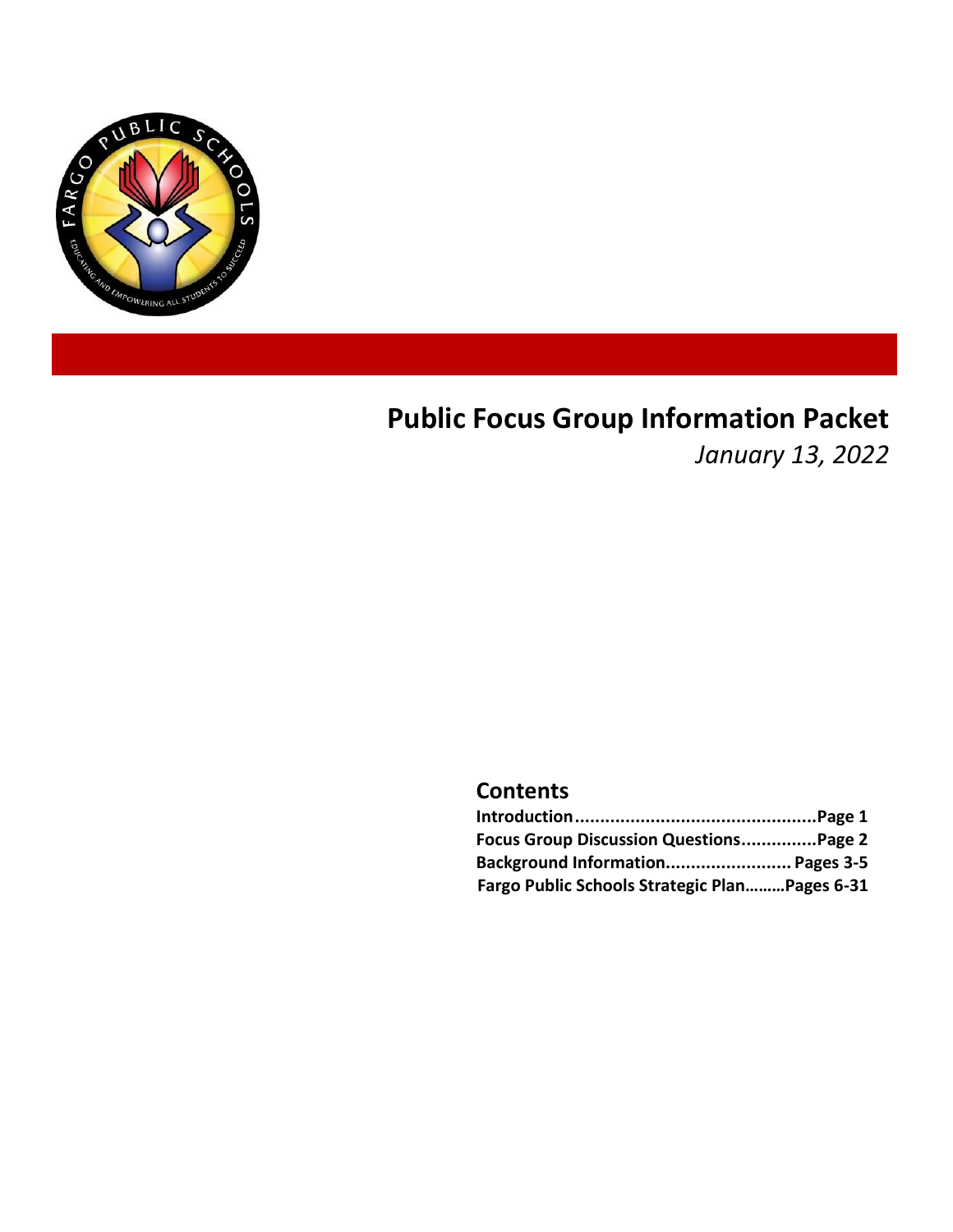# Public Focus Group Information Packet

*January 13, 2022*

## Contents

**Introduction...............................................Page 1**
**Focus Group Discussion Questions...............Page 2**
**Background Information......................... Pages 3-5**
**Fargo Public Schools Strategic Plan.........Pages 6-31**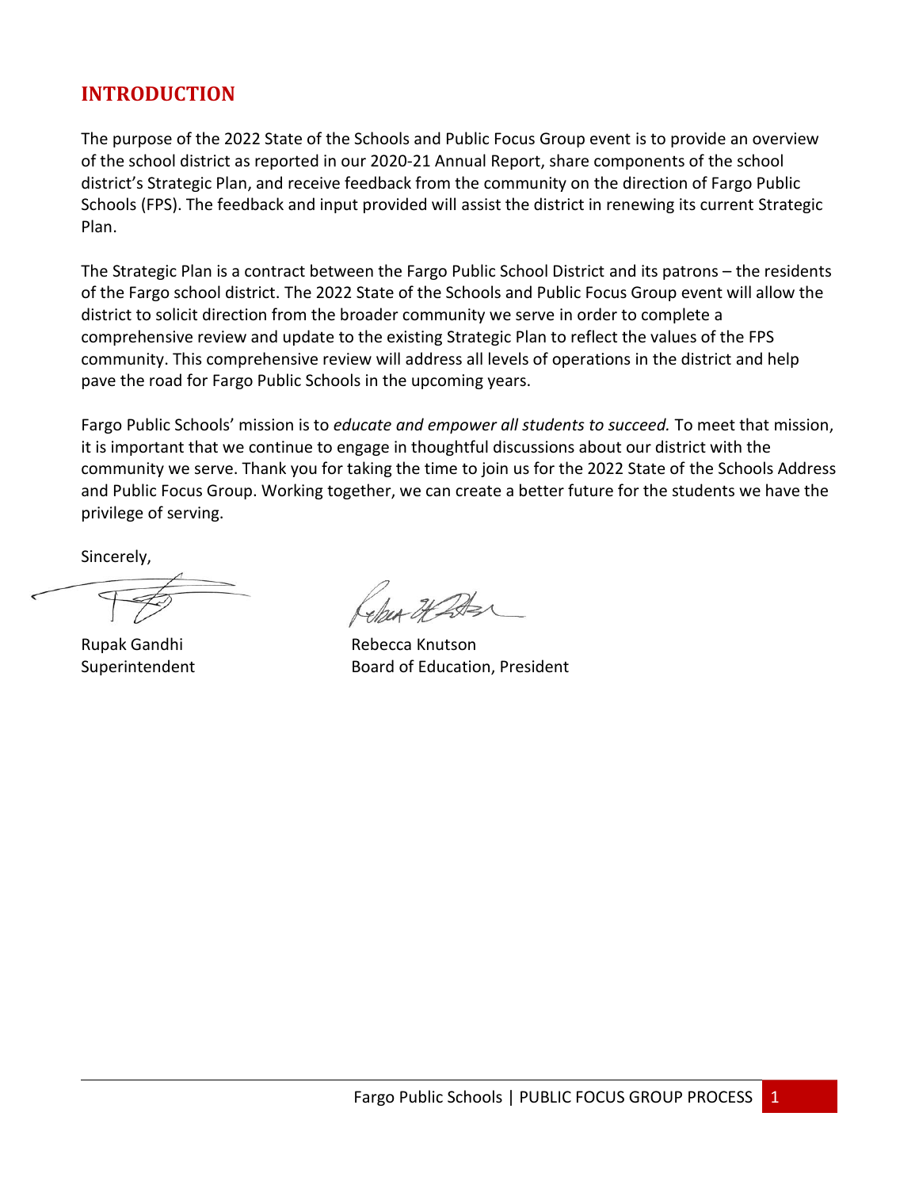## INTRODUCTION

The purpose of the 2022 State of the Schools and Public Focus Group event is to provide an overview of the school district as reported in our 2020-21 Annual Report, share components of the school district's Strategic Plan, and receive feedback from the community on the direction of Fargo Public Schools (FPS). The feedback and input provided will assist the district in renewing its current Strategic Plan.

The Strategic Plan is a contract between the Fargo Public School District and its patrons – the residents of the Fargo school district. The 2022 State of the Schools and Public Focus Group event will allow the district to solicit direction from the broader community we serve in order to complete a comprehensive review and update to the existing Strategic Plan to reflect the values of the FPS community. This comprehensive review will address all levels of operations in the district and help pave the road for Fargo Public Schools in the upcoming years.

Fargo Public Schools' mission is to *educate and empower all students to succeed.* To meet that mission, it is important that we continue to engage in thoughtful discussions about our district with the community we serve. Thank you for taking the time to join us for the 2022 State of the Schools Address and Public Focus Group. Working together, we can create a better future for the students we have the privilege of serving.

Sincerely,

Rupak Gandhi
Superintendent

Rebecca Knutson
Board of Education, President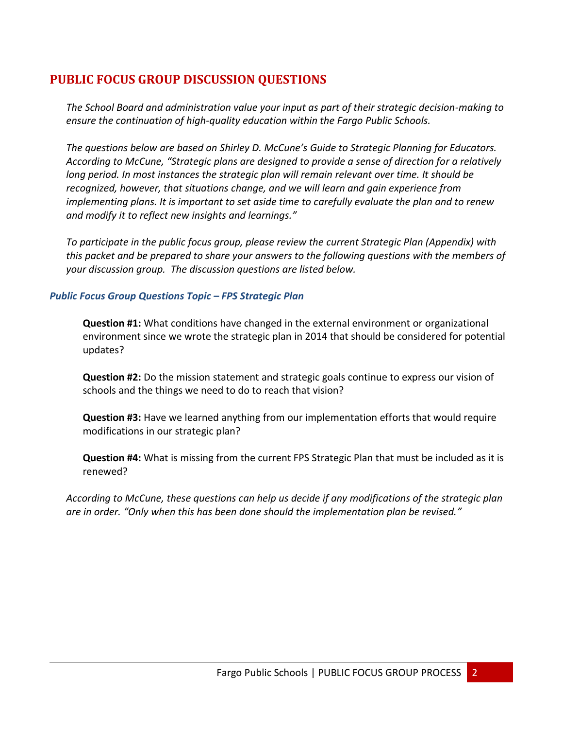## PUBLIC FOCUS GROUP DISCUSSION QUESTIONS

*The School Board and administration value your input as part of their strategic decision-making to ensure the continuation of high-quality education within the Fargo Public Schools.*

*The questions below are based on Shirley D. McCune's Guide to Strategic Planning for Educators. According to McCune, "Strategic plans are designed to provide a sense of direction for a relatively long period. In most instances the strategic plan will remain relevant over time. It should be recognized, however, that situations change, and we will learn and gain experience from implementing plans. It is important to set aside time to carefully evaluate the plan and to renew and modify it to reflect new insights and learnings."*

*To participate in the public focus group, please review the current Strategic Plan (Appendix) with this packet and be prepared to share your answers to the following questions with the members of your discussion group. The discussion questions are listed below.*

### *Public Focus Group Questions Topic – FPS Strategic Plan*

**Question #1:** What conditions have changed in the external environment or organizational environment since we wrote the strategic plan in 2014 that should be considered for potential updates?

**Question #2:** Do the mission statement and strategic goals continue to express our vision of schools and the things we need to do to reach that vision?

**Question #3:** Have we learned anything from our implementation efforts that would require modifications in our strategic plan?

**Question #4:** What is missing from the current FPS Strategic Plan that must be included as it is renewed?

*According to McCune, these questions can help us decide if any modifications of the strategic plan are in order. "Only when this has been done should the implementation plan be revised."*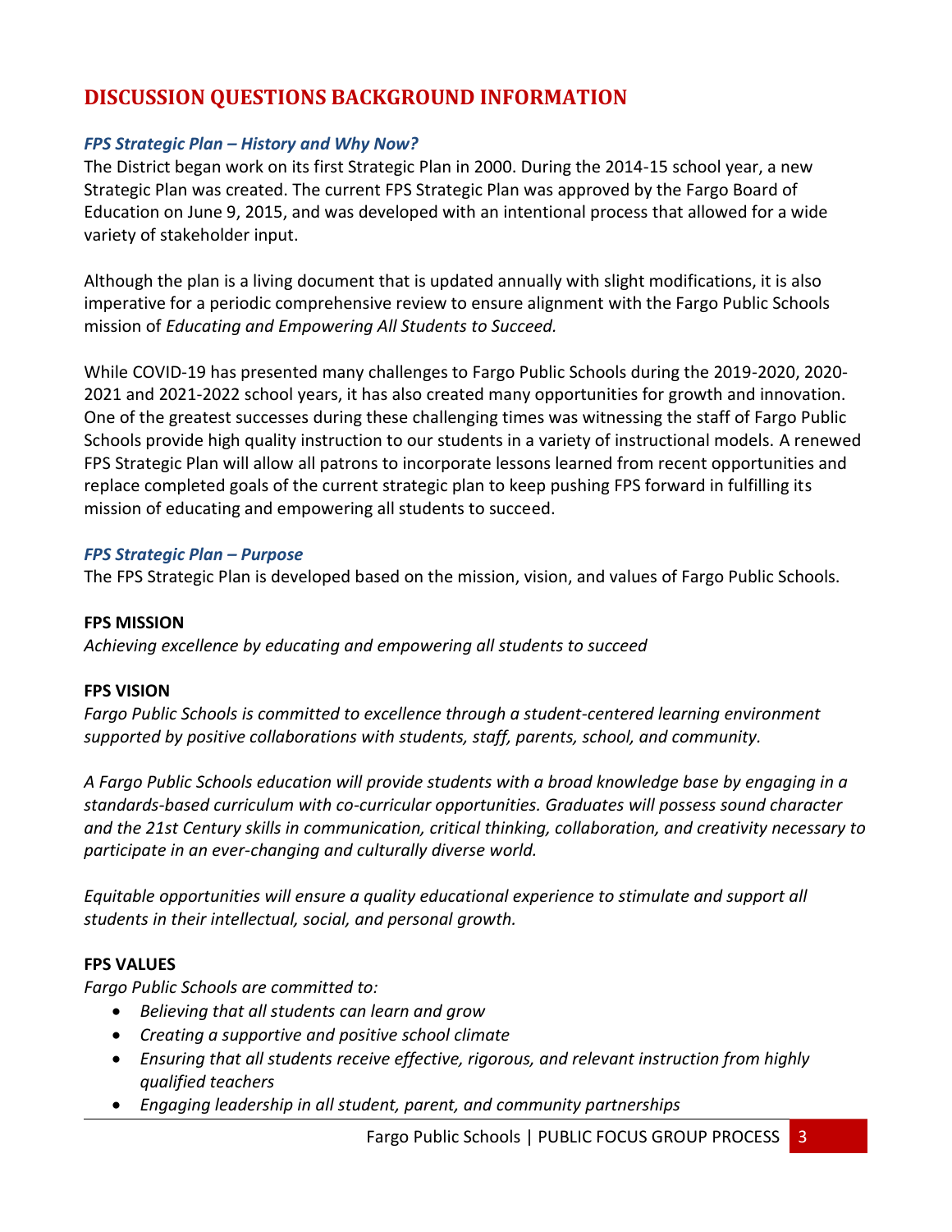## DISCUSSION QUESTIONS BACKGROUND INFORMATION

### *FPS Strategic Plan – History and Why Now?*

The District began work on its first Strategic Plan in 2000. During the 2014-15 school year, a new Strategic Plan was created. The current FPS Strategic Plan was approved by the Fargo Board of Education on June 9, 2015, and was developed with an intentional process that allowed for a wide variety of stakeholder input.

Although the plan is a living document that is updated annually with slight modifications, it is also imperative for a periodic comprehensive review to ensure alignment with the Fargo Public Schools mission of *Educating and Empowering All Students to Succeed.*

While COVID-19 has presented many challenges to Fargo Public Schools during the 2019-2020, 2020-2021 and 2021-2022 school years, it has also created many opportunities for growth and innovation. One of the greatest successes during these challenging times was witnessing the staff of Fargo Public Schools provide high quality instruction to our students in a variety of instructional models. A renewed FPS Strategic Plan will allow all patrons to incorporate lessons learned from recent opportunities and replace completed goals of the current strategic plan to keep pushing FPS forward in fulfilling its mission of educating and empowering all students to succeed.

### *FPS Strategic Plan – Purpose*

The FPS Strategic Plan is developed based on the mission, vision, and values of Fargo Public Schools.

**FPS MISSION**

*Achieving excellence by educating and empowering all students to succeed*

**FPS VISION**

*Fargo Public Schools is committed to excellence through a student-centered learning environment supported by positive collaborations with students, staff, parents, school, and community.*

*A Fargo Public Schools education will provide students with a broad knowledge base by engaging in a standards-based curriculum with co-curricular opportunities. Graduates will possess sound character and the 21st Century skills in communication, critical thinking, collaboration, and creativity necessary to participate in an ever-changing and culturally diverse world.*

*Equitable opportunities will ensure a quality educational experience to stimulate and support all students in their intellectual, social, and personal growth.*

**FPS VALUES**

*Fargo Public Schools are committed to:*

- *Believing that all students can learn and grow*
- *Creating a supportive and positive school climate*
- *Ensuring that all students receive effective, rigorous, and relevant instruction from highly qualified teachers*
- *Engaging leadership in all student, parent, and community partnerships*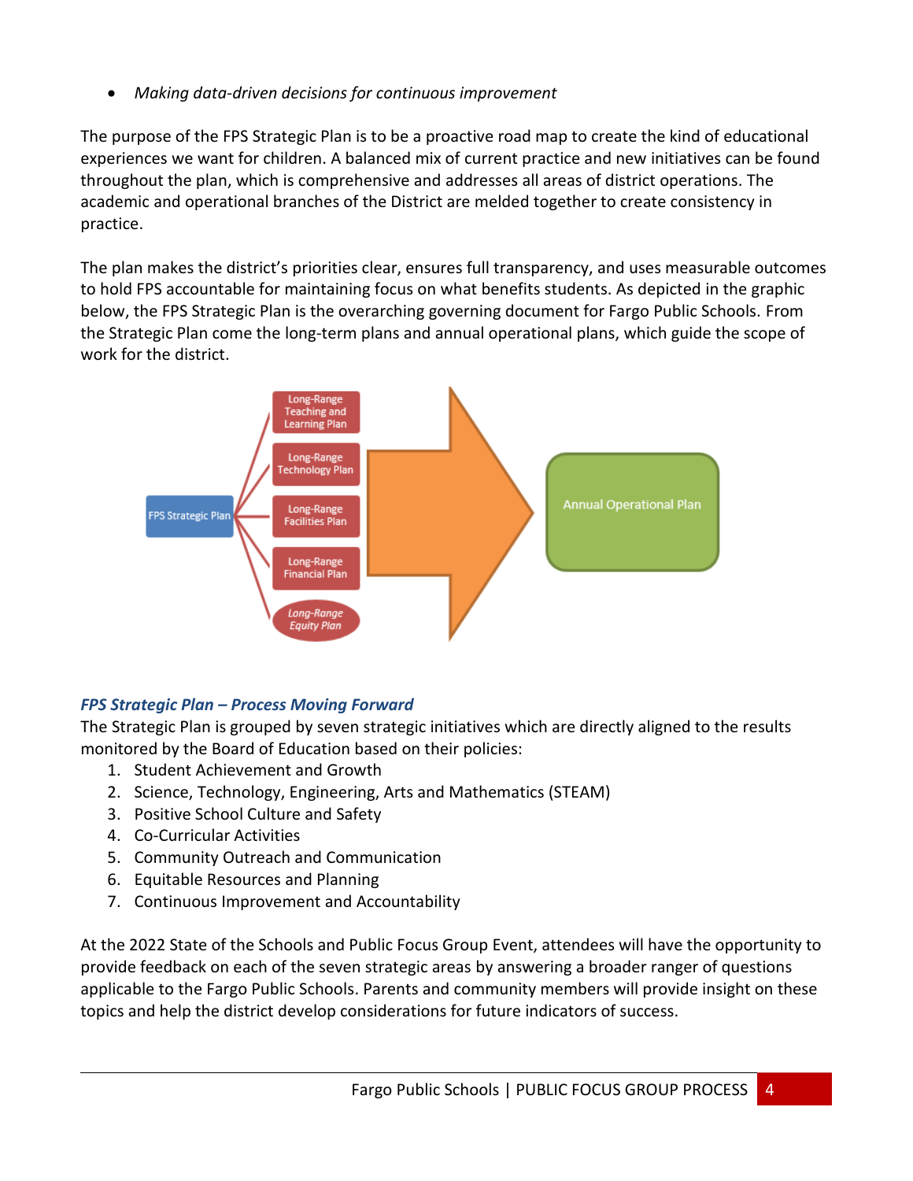- *Making data-driven decisions for continuous improvement*

The purpose of the FPS Strategic Plan is to be a proactive road map to create the kind of educational experiences we want for children. A balanced mix of current practice and new initiatives can be found throughout the plan, which is comprehensive and addresses all areas of district operations. The academic and operational branches of the District are melded together to create consistency in practice.

The plan makes the district's priorities clear, ensures full transparency, and uses measurable outcomes to hold FPS accountable for maintaining focus on what benefits students. As depicted in the graphic below, the FPS Strategic Plan is the overarching governing document for Fargo Public Schools. From the Strategic Plan come the long-term plans and annual operational plans, which guide the scope of work for the district.

FPS Strategic Plan

Long-Range Teaching and Learning Plan

Long-Range Technology Plan

Long-Range Facilities Plan

Long-Range Financial Plan

*Long-Range Equity Plan*

Annual Operational Plan

### *FPS Strategic Plan – Process Moving Forward*

The Strategic Plan is grouped by seven strategic initiatives which are directly aligned to the results monitored by the Board of Education based on their policies:

1. Student Achievement and Growth
2. Science, Technology, Engineering, Arts and Mathematics (STEAM)
3. Positive School Culture and Safety
4. Co-Curricular Activities
5. Community Outreach and Communication
6. Equitable Resources and Planning
7. Continuous Improvement and Accountability

At the 2022 State of the Schools and Public Focus Group Event, attendees will have the opportunity to provide feedback on each of the seven strategic areas by answering a broader ranger of questions applicable to the Fargo Public Schools. Parents and community members will provide insight on these topics and help the district develop considerations for future indicators of success.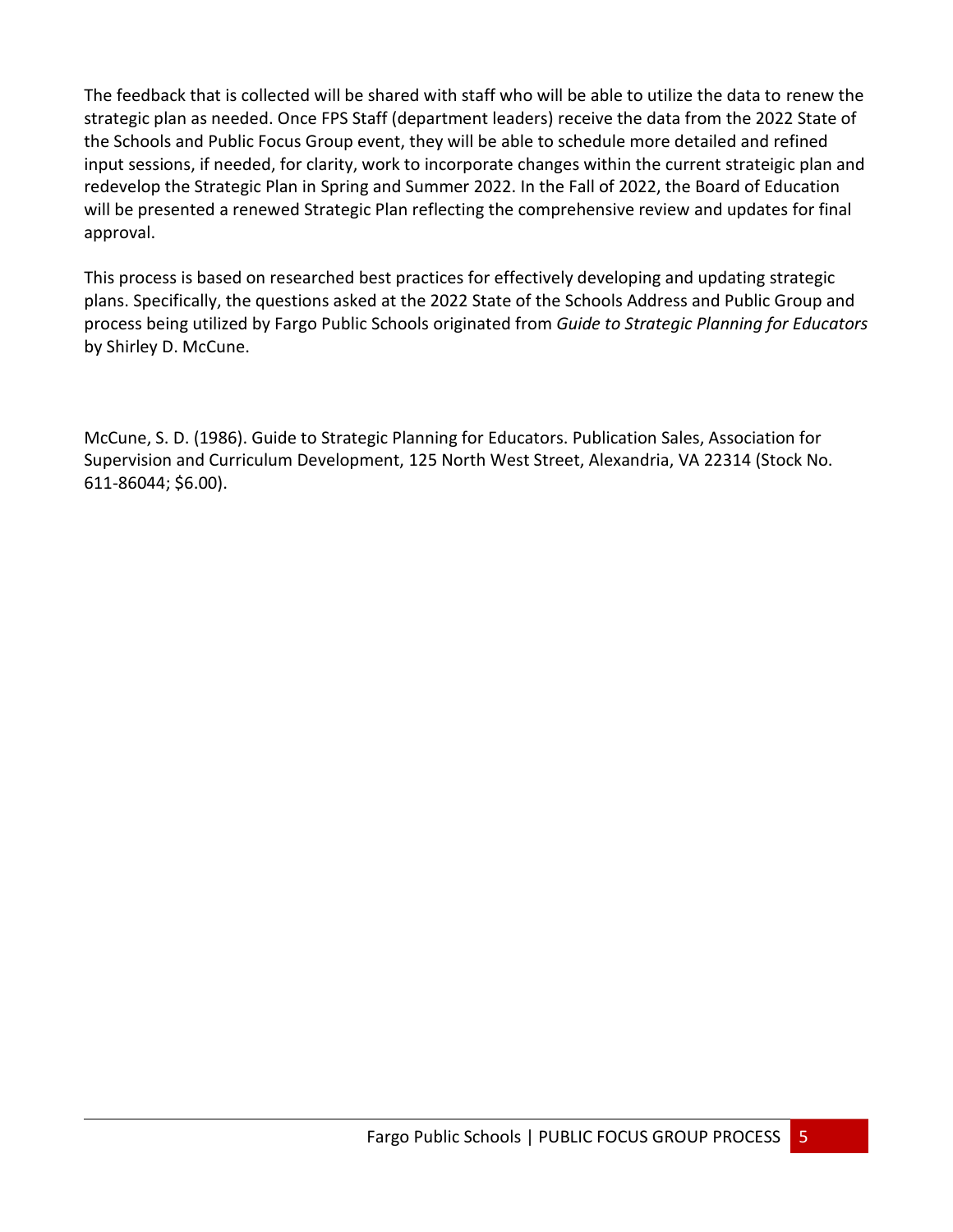The feedback that is collected will be shared with staff who will be able to utilize the data to renew the strategic plan as needed. Once FPS Staff (department leaders) receive the data from the 2022 State of the Schools and Public Focus Group event, they will be able to schedule more detailed and refined input sessions, if needed, for clarity, work to incorporate changes within the current strateigic plan and redevelop the Strategic Plan in Spring and Summer 2022. In the Fall of 2022, the Board of Education will be presented a renewed Strategic Plan reflecting the comprehensive review and updates for final approval.

This process is based on researched best practices for effectively developing and updating strategic plans. Specifically, the questions asked at the 2022 State of the Schools Address and Public Group and process being utilized by Fargo Public Schools originated from *Guide to Strategic Planning for Educators* by Shirley D. McCune.

McCune, S. D. (1986). Guide to Strategic Planning for Educators. Publication Sales, Association for Supervision and Curriculum Development, 125 North West Street, Alexandria, VA 22314 (Stock No. 611-86044; $6.00).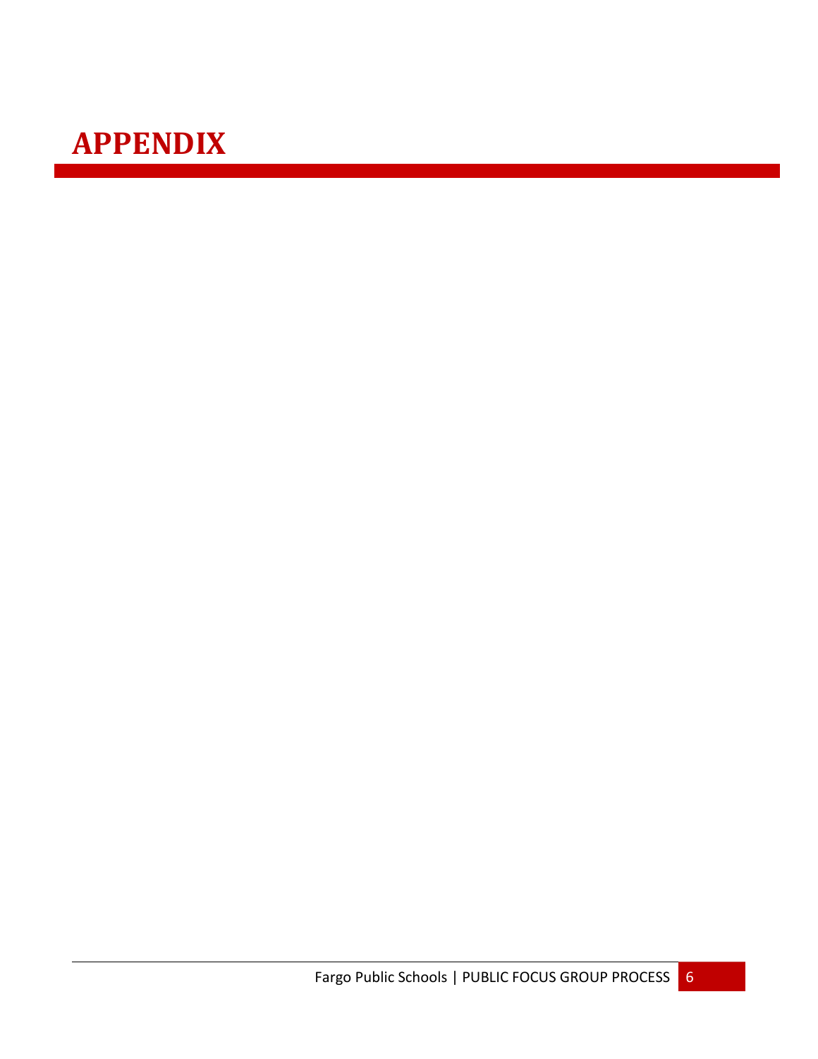# APPENDIX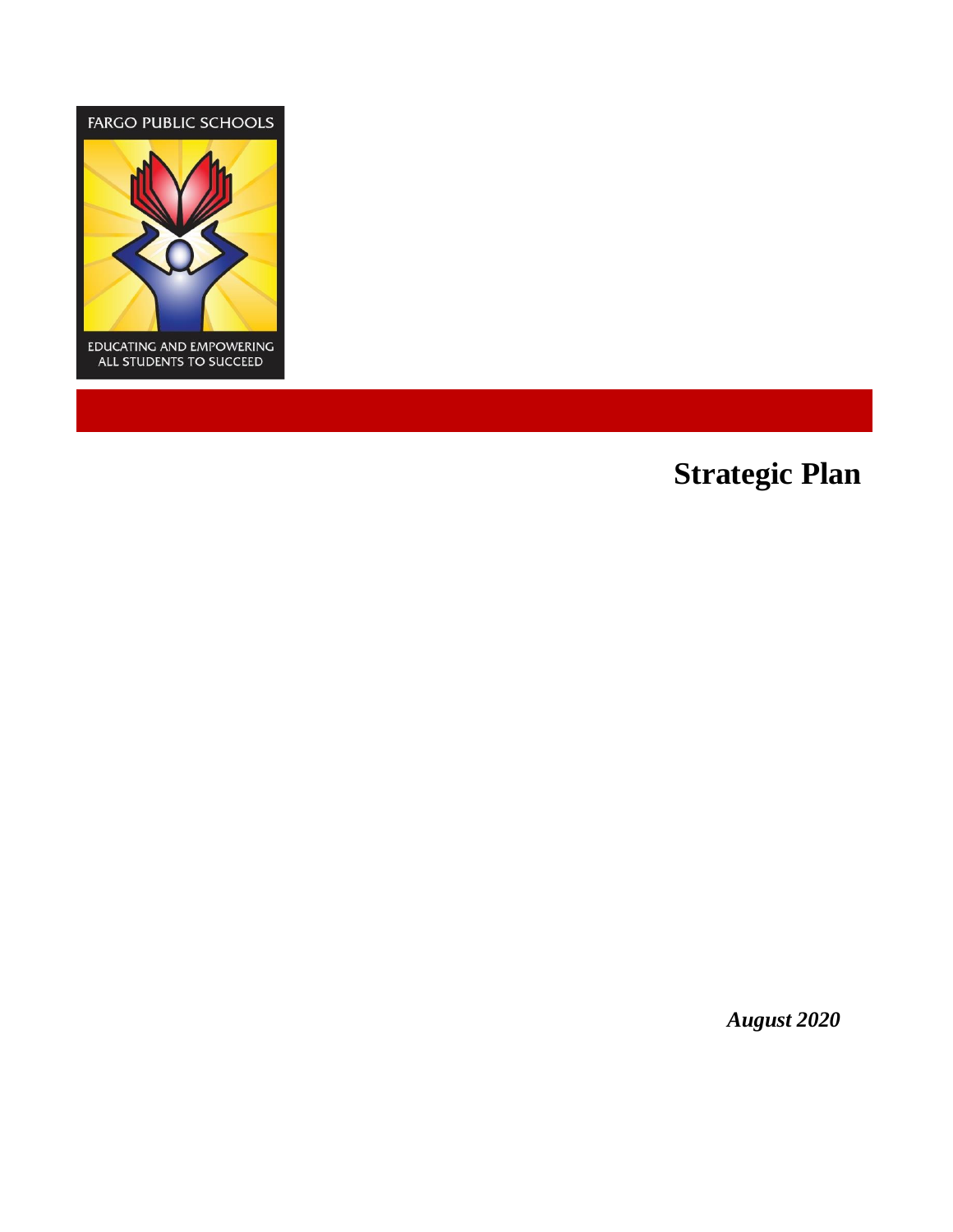FARGO PUBLIC SCHOOLS

EDUCATING AND EMPOWERING ALL STUDENTS TO SUCCEED

# Strategic Plan

***August 2020***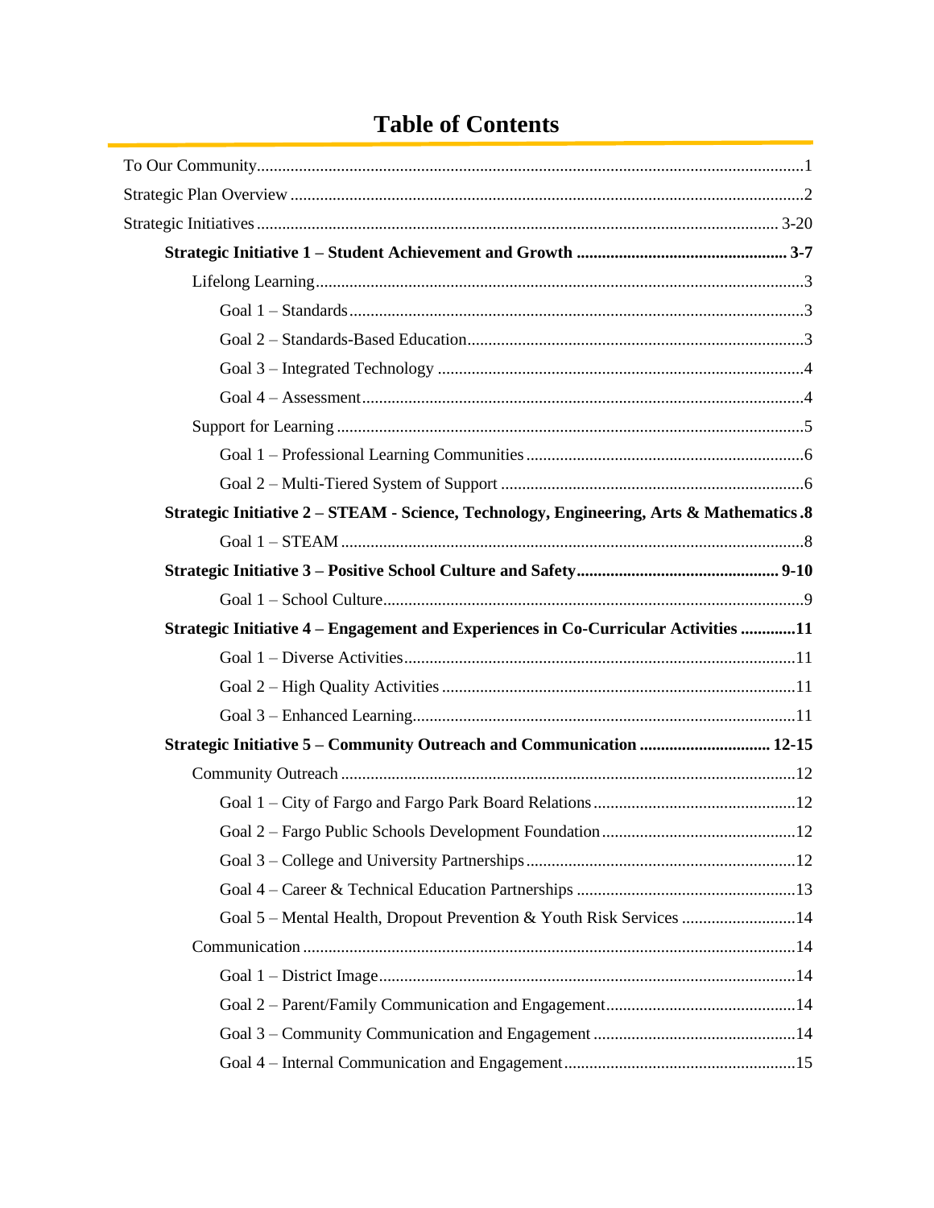# Table of Contents

To Our Community .......... 1

Strategic Plan Overview .......... 2

Strategic Initiatives .......... 3-20

- **Strategic Initiative 1 – Student Achievement and Growth .......... 3-7**
  - Lifelong Learning .......... 3
    - Goal 1 – Standards .......... 3
    - Goal 2 – Standards-Based Education .......... 3
    - Goal 3 – Integrated Technology .......... 4
    - Goal 4 – Assessment .......... 4
  - Support for Learning .......... 5
    - Goal 1 – Professional Learning Communities .......... 6
    - Goal 2 – Multi-Tiered System of Support .......... 6
- **Strategic Initiative 2 – STEAM - Science, Technology, Engineering, Arts & Mathematics .......... 8**
    - Goal 1 – STEAM .......... 8
- **Strategic Initiative 3 – Positive School Culture and Safety .......... 9-10**
    - Goal 1 – School Culture .......... 9
- **Strategic Initiative 4 – Engagement and Experiences in Co-Curricular Activities .......... 11**
    - Goal 1 – Diverse Activities .......... 11
    - Goal 2 – High Quality Activities .......... 11
    - Goal 3 – Enhanced Learning .......... 11
- **Strategic Initiative 5 – Community Outreach and Communication .......... 12-15**
  - Community Outreach .......... 12
    - Goal 1 – City of Fargo and Fargo Park Board Relations .......... 12
    - Goal 2 – Fargo Public Schools Development Foundation .......... 12
    - Goal 3 – College and University Partnerships .......... 12
    - Goal 4 – Career & Technical Education Partnerships .......... 13
    - Goal 5 – Mental Health, Dropout Prevention & Youth Risk Services .......... 14
  - Communication .......... 14
    - Goal 1 – District Image .......... 14
    - Goal 2 – Parent/Family Communication and Engagement .......... 14
    - Goal 3 – Community Communication and Engagement .......... 14
    - Goal 4 – Internal Communication and Engagement .......... 15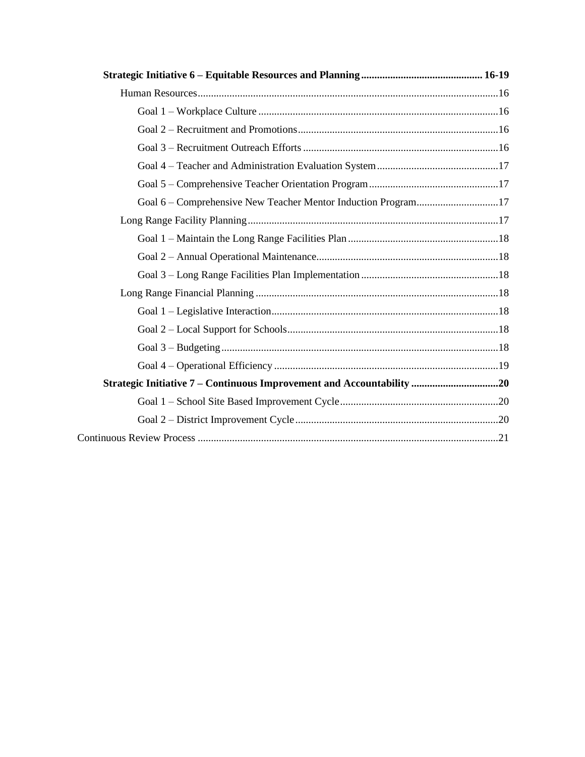**Strategic Initiative 6 – Equitable Resources and Planning ........................................ 16-19**

- Human Resources ........................................................................................................16
  - Goal 1 – Workplace Culture ..................................................................................16
  - Goal 2 – Recruitment and Promotions....................................................................16
  - Goal 3 – Recruitment Outreach Efforts ..................................................................16
  - Goal 4 – Teacher and Administration Evaluation System .......................................17
  - Goal 5 – Comprehensive Teacher Orientation Program ..........................................17
  - Goal 6 – Comprehensive New Teacher Mentor Induction Program.........................17
- Long Range Facility Planning .......................................................................................17
  - Goal 1 – Maintain the Long Range Facilities Plan ..................................................18
  - Goal 2 – Annual Operational Maintenance..............................................................18
  - Goal 3 – Long Range Facilities Plan Implementation .............................................18
- Long Range Financial Planning .....................................................................................18
  - Goal 1 – Legislative Interaction...............................................................................18
  - Goal 2 – Local Support for Schools.........................................................................18
  - Goal 3 – Budgeting..................................................................................................18
  - Goal 4 – Operational Efficiency ..............................................................................19

**Strategic Initiative 7 – Continuous Improvement and Accountability ............................20**

- Goal 1 – School Site Based Improvement Cycle.....................................................20
- Goal 2 – District Improvement Cycle ......................................................................20

Continuous Review Process ...........................................................................................21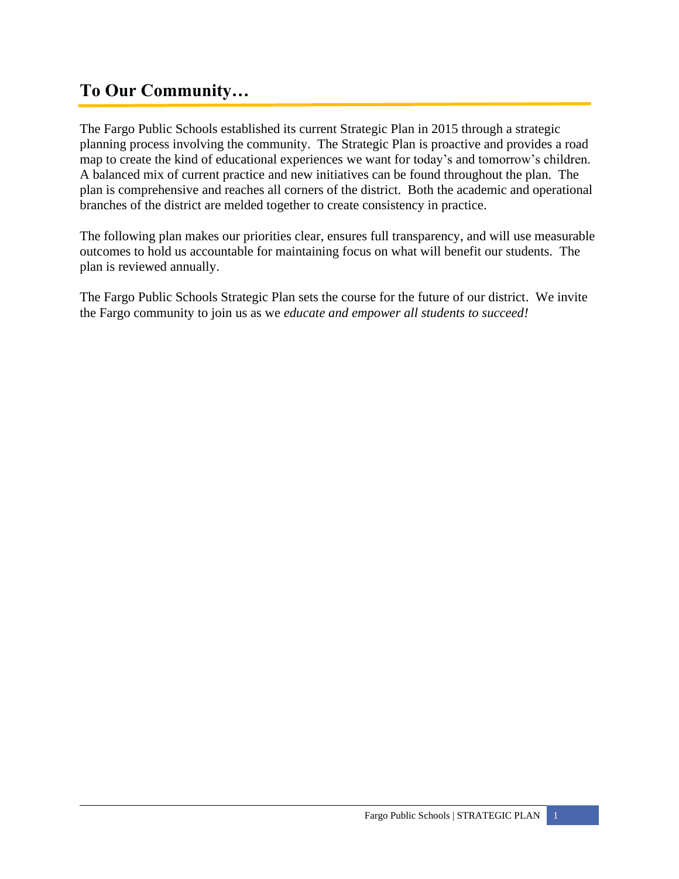## To Our Community…

The Fargo Public Schools established its current Strategic Plan in 2015 through a strategic planning process involving the community. The Strategic Plan is proactive and provides a road map to create the kind of educational experiences we want for today's and tomorrow's children. A balanced mix of current practice and new initiatives can be found throughout the plan. The plan is comprehensive and reaches all corners of the district. Both the academic and operational branches of the district are melded together to create consistency in practice.

The following plan makes our priorities clear, ensures full transparency, and will use measurable outcomes to hold us accountable for maintaining focus on what will benefit our students. The plan is reviewed annually.

The Fargo Public Schools Strategic Plan sets the course for the future of our district. We invite the Fargo community to join us as we *educate and empower all students to succeed!*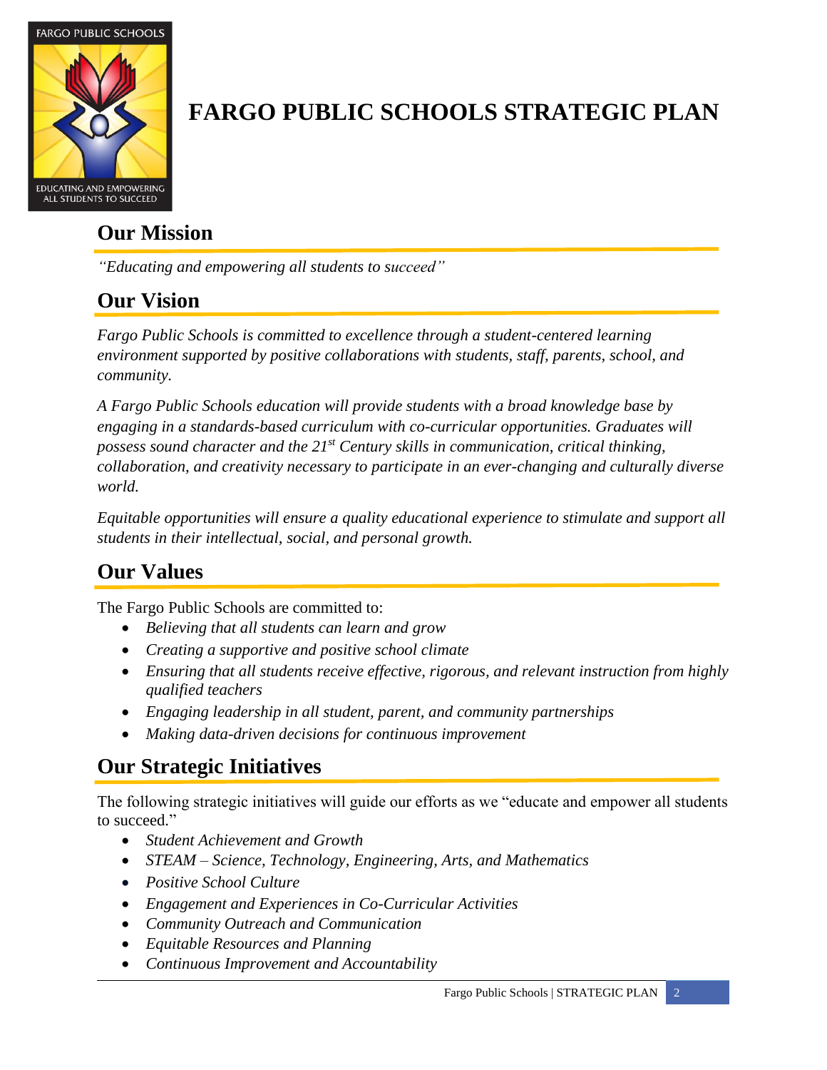# FARGO PUBLIC SCHOOLS STRATEGIC PLAN

## Our Mission

*"Educating and empowering all students to succeed"*

## Our Vision

*Fargo Public Schools is committed to excellence through a student-centered learning environment supported by positive collaborations with students, staff, parents, school, and community.*

*A Fargo Public Schools education will provide students with a broad knowledge base by engaging in a standards-based curriculum with co-curricular opportunities. Graduates will possess sound character and the 21st Century skills in communication, critical thinking, collaboration, and creativity necessary to participate in an ever-changing and culturally diverse world.*

*Equitable opportunities will ensure a quality educational experience to stimulate and support all students in their intellectual, social, and personal growth.*

## Our Values

The Fargo Public Schools are committed to:

- *Believing that all students can learn and grow*
- *Creating a supportive and positive school climate*
- *Ensuring that all students receive effective, rigorous, and relevant instruction from highly qualified teachers*
- *Engaging leadership in all student, parent, and community partnerships*
- *Making data-driven decisions for continuous improvement*

## Our Strategic Initiatives

The following strategic initiatives will guide our efforts as we "educate and empower all students to succeed."

- *Student Achievement and Growth*
- *STEAM – Science, Technology, Engineering, Arts, and Mathematics*
- *Positive School Culture*
- *Engagement and Experiences in Co-Curricular Activities*
- *Community Outreach and Communication*
- *Equitable Resources and Planning*
- *Continuous Improvement and Accountability*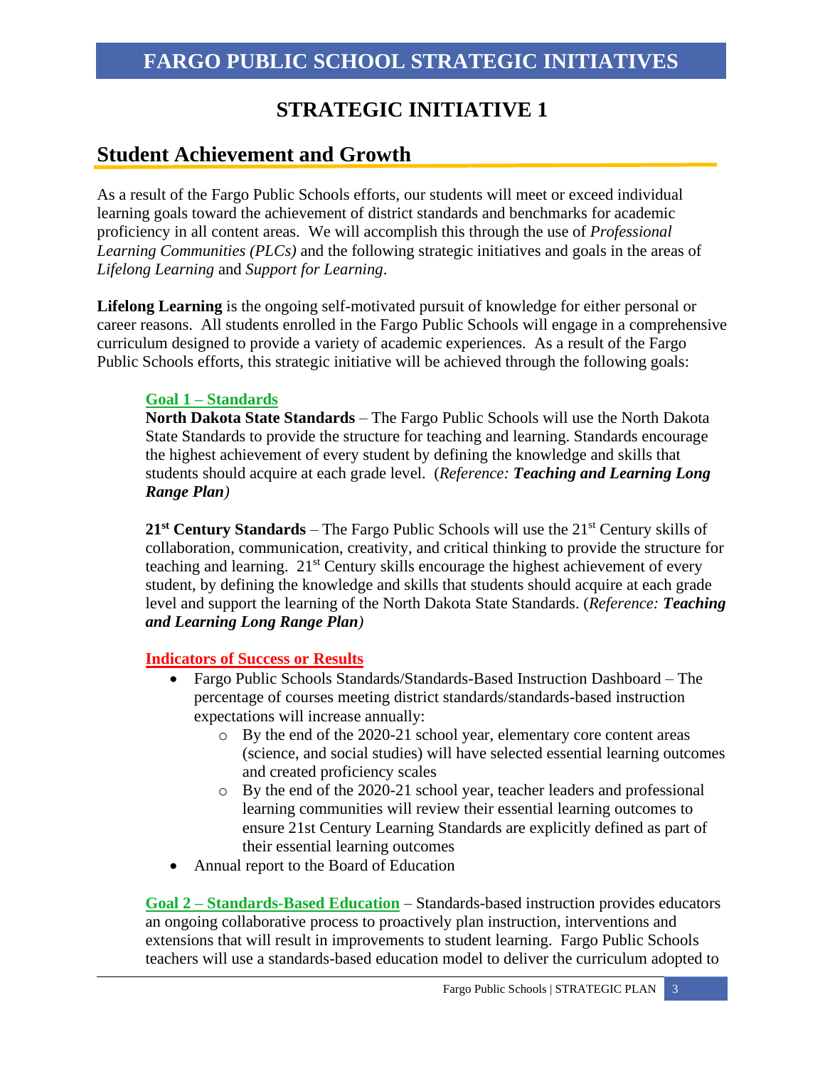# FARGO PUBLIC SCHOOL STRATEGIC INITIATIVES

## STRATEGIC INITIATIVE 1

## Student Achievement and Growth

As a result of the Fargo Public Schools efforts, our students will meet or exceed individual learning goals toward the achievement of district standards and benchmarks for academic proficiency in all content areas. We will accomplish this through the use of *Professional Learning Communities (PLCs)* and the following strategic initiatives and goals in the areas of *Lifelong Learning* and *Support for Learning*.

**Lifelong Learning** is the ongoing self-motivated pursuit of knowledge for either personal or career reasons. All students enrolled in the Fargo Public Schools will engage in a comprehensive curriculum designed to provide a variety of academic experiences. As a result of the Fargo Public Schools efforts, this strategic initiative will be achieved through the following goals:

**Goal 1 – Standards**

**North Dakota State Standards** – The Fargo Public Schools will use the North Dakota State Standards to provide the structure for teaching and learning. Standards encourage the highest achievement of every student by defining the knowledge and skills that students should acquire at each grade level. (*Reference: **Teaching and Learning Long Range Plan***)

**21st Century Standards** – The Fargo Public Schools will use the 21st Century skills of collaboration, communication, creativity, and critical thinking to provide the structure for teaching and learning. 21st Century skills encourage the highest achievement of every student, by defining the knowledge and skills that students should acquire at each grade level and support the learning of the North Dakota State Standards. (*Reference: **Teaching and Learning Long Range Plan***)

**Indicators of Success or Results**

- Fargo Public Schools Standards/Standards-Based Instruction Dashboard – The percentage of courses meeting district standards/standards-based instruction expectations will increase annually:
  - By the end of the 2020-21 school year, elementary core content areas (science, and social studies) will have selected essential learning outcomes and created proficiency scales
  - By the end of the 2020-21 school year, teacher leaders and professional learning communities will review their essential learning outcomes to ensure 21st Century Learning Standards are explicitly defined as part of their essential learning outcomes
- Annual report to the Board of Education

**Goal 2 – Standards-Based Education** – Standards-based instruction provides educators an ongoing collaborative process to proactively plan instruction, interventions and extensions that will result in improvements to student learning. Fargo Public Schools teachers will use a standards-based education model to deliver the curriculum adopted to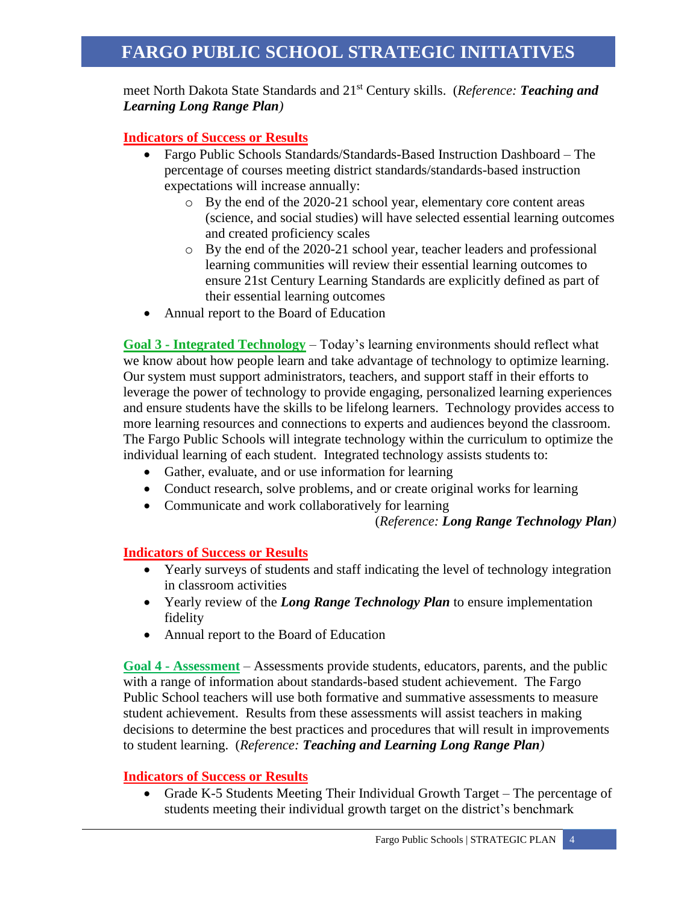meet North Dakota State Standards and 21st Century skills. (*Reference: **Teaching and Learning Long Range Plan***)

**Indicators of Success or Results**

- Fargo Public Schools Standards/Standards-Based Instruction Dashboard – The percentage of courses meeting district standards/standards-based instruction expectations will increase annually:
  - By the end of the 2020-21 school year, elementary core content areas (science, and social studies) will have selected essential learning outcomes and created proficiency scales
  - By the end of the 2020-21 school year, teacher leaders and professional learning communities will review their essential learning outcomes to ensure 21st Century Learning Standards are explicitly defined as part of their essential learning outcomes
- Annual report to the Board of Education

**Goal 3 - Integrated Technology** – Today's learning environments should reflect what we know about how people learn and take advantage of technology to optimize learning. Our system must support administrators, teachers, and support staff in their efforts to leverage the power of technology to provide engaging, personalized learning experiences and ensure students have the skills to be lifelong learners. Technology provides access to more learning resources and connections to experts and audiences beyond the classroom. The Fargo Public Schools will integrate technology within the curriculum to optimize the individual learning of each student. Integrated technology assists students to:

- Gather, evaluate, and or use information for learning
- Conduct research, solve problems, and or create original works for learning
- Communicate and work collaboratively for learning

(*Reference: **Long Range Technology Plan***)

**Indicators of Success or Results**

- Yearly surveys of students and staff indicating the level of technology integration in classroom activities
- Yearly review of the ***Long Range Technology Plan*** to ensure implementation fidelity
- Annual report to the Board of Education

**Goal 4 - Assessment** – Assessments provide students, educators, parents, and the public with a range of information about standards-based student achievement. The Fargo Public School teachers will use both formative and summative assessments to measure student achievement. Results from these assessments will assist teachers in making decisions to determine the best practices and procedures that will result in improvements to student learning. (*Reference: **Teaching and Learning Long Range Plan***)

**Indicators of Success or Results**

- Grade K-5 Students Meeting Their Individual Growth Target – The percentage of students meeting their individual growth target on the district's benchmark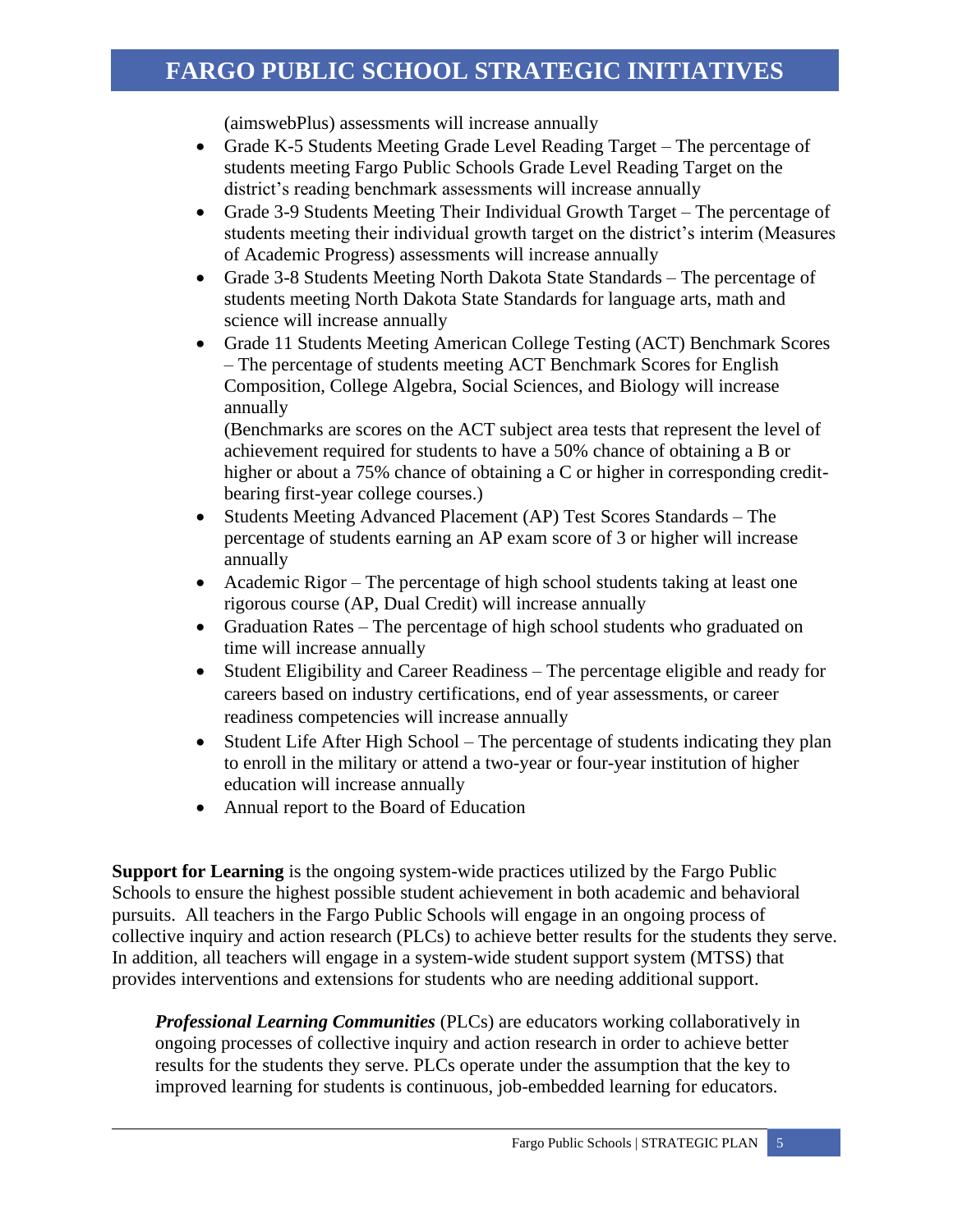(aimswebPlus) assessments will increase annually

- Grade K-5 Students Meeting Grade Level Reading Target – The percentage of students meeting Fargo Public Schools Grade Level Reading Target on the district's reading benchmark assessments will increase annually
- Grade 3-9 Students Meeting Their Individual Growth Target – The percentage of students meeting their individual growth target on the district's interim (Measures of Academic Progress) assessments will increase annually
- Grade 3-8 Students Meeting North Dakota State Standards – The percentage of students meeting North Dakota State Standards for language arts, math and science will increase annually
- Grade 11 Students Meeting American College Testing (ACT) Benchmark Scores – The percentage of students meeting ACT Benchmark Scores for English Composition, College Algebra, Social Sciences, and Biology will increase annually

  (Benchmarks are scores on the ACT subject area tests that represent the level of achievement required for students to have a 50% chance of obtaining a B or higher or about a 75% chance of obtaining a C or higher in corresponding credit-bearing first-year college courses.)
- Students Meeting Advanced Placement (AP) Test Scores Standards – The percentage of students earning an AP exam score of 3 or higher will increase annually
- Academic Rigor – The percentage of high school students taking at least one rigorous course (AP, Dual Credit) will increase annually
- Graduation Rates – The percentage of high school students who graduated on time will increase annually
- Student Eligibility and Career Readiness – The percentage eligible and ready for careers based on industry certifications, end of year assessments, or career readiness competencies will increase annually
- Student Life After High School – The percentage of students indicating they plan to enroll in the military or attend a two-year or four-year institution of higher education will increase annually
- Annual report to the Board of Education

**Support for Learning** is the ongoing system-wide practices utilized by the Fargo Public Schools to ensure the highest possible student achievement in both academic and behavioral pursuits. All teachers in the Fargo Public Schools will engage in an ongoing process of collective inquiry and action research (PLCs) to achieve better results for the students they serve. In addition, all teachers will engage in a system-wide student support system (MTSS) that provides interventions and extensions for students who are needing additional support.

***Professional Learning Communities*** (PLCs) are educators working collaboratively in ongoing processes of collective inquiry and action research in order to achieve better results for the students they serve. PLCs operate under the assumption that the key to improved learning for students is continuous, job-embedded learning for educators.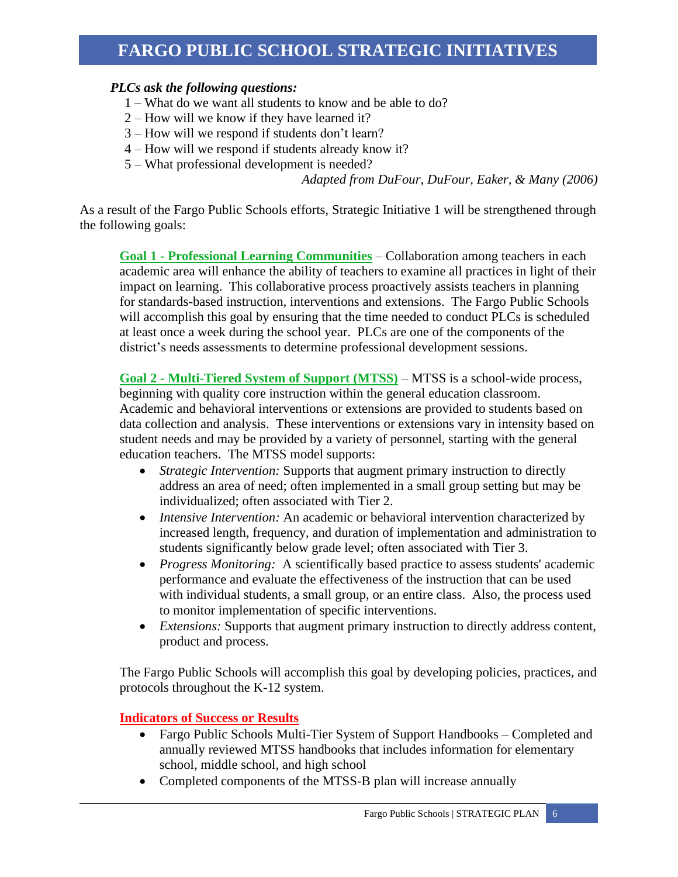*PLCs ask the following questions:*

1 – What do we want all students to know and be able to do?
2 – How will we know if they have learned it?
3 – How will we respond if students don't learn?
4 – How will we respond if students already know it?
5 – What professional development is needed?

*Adapted from DuFour, DuFour, Eaker, & Many (2006)*

As a result of the Fargo Public Schools efforts, Strategic Initiative 1 will be strengthened through the following goals:

**Goal 1 - Professional Learning Communities** – Collaboration among teachers in each academic area will enhance the ability of teachers to examine all practices in light of their impact on learning. This collaborative process proactively assists teachers in planning for standards-based instruction, interventions and extensions. The Fargo Public Schools will accomplish this goal by ensuring that the time needed to conduct PLCs is scheduled at least once a week during the school year. PLCs are one of the components of the district's needs assessments to determine professional development sessions.

**Goal 2 - Multi-Tiered System of Support (MTSS)** – MTSS is a school-wide process, beginning with quality core instruction within the general education classroom. Academic and behavioral interventions or extensions are provided to students based on data collection and analysis. These interventions or extensions vary in intensity based on student needs and may be provided by a variety of personnel, starting with the general education teachers. The MTSS model supports:

- *Strategic Intervention:* Supports that augment primary instruction to directly address an area of need; often implemented in a small group setting but may be individualized; often associated with Tier 2.
- *Intensive Intervention:* An academic or behavioral intervention characterized by increased length, frequency, and duration of implementation and administration to students significantly below grade level; often associated with Tier 3.
- *Progress Monitoring:* A scientifically based practice to assess students' academic performance and evaluate the effectiveness of the instruction that can be used with individual students, a small group, or an entire class. Also, the process used to monitor implementation of specific interventions.
- *Extensions:* Supports that augment primary instruction to directly address content, product and process.

The Fargo Public Schools will accomplish this goal by developing policies, practices, and protocols throughout the K-12 system.

**Indicators of Success or Results**

- Fargo Public Schools Multi-Tier System of Support Handbooks – Completed and annually reviewed MTSS handbooks that includes information for elementary school, middle school, and high school
- Completed components of the MTSS-B plan will increase annually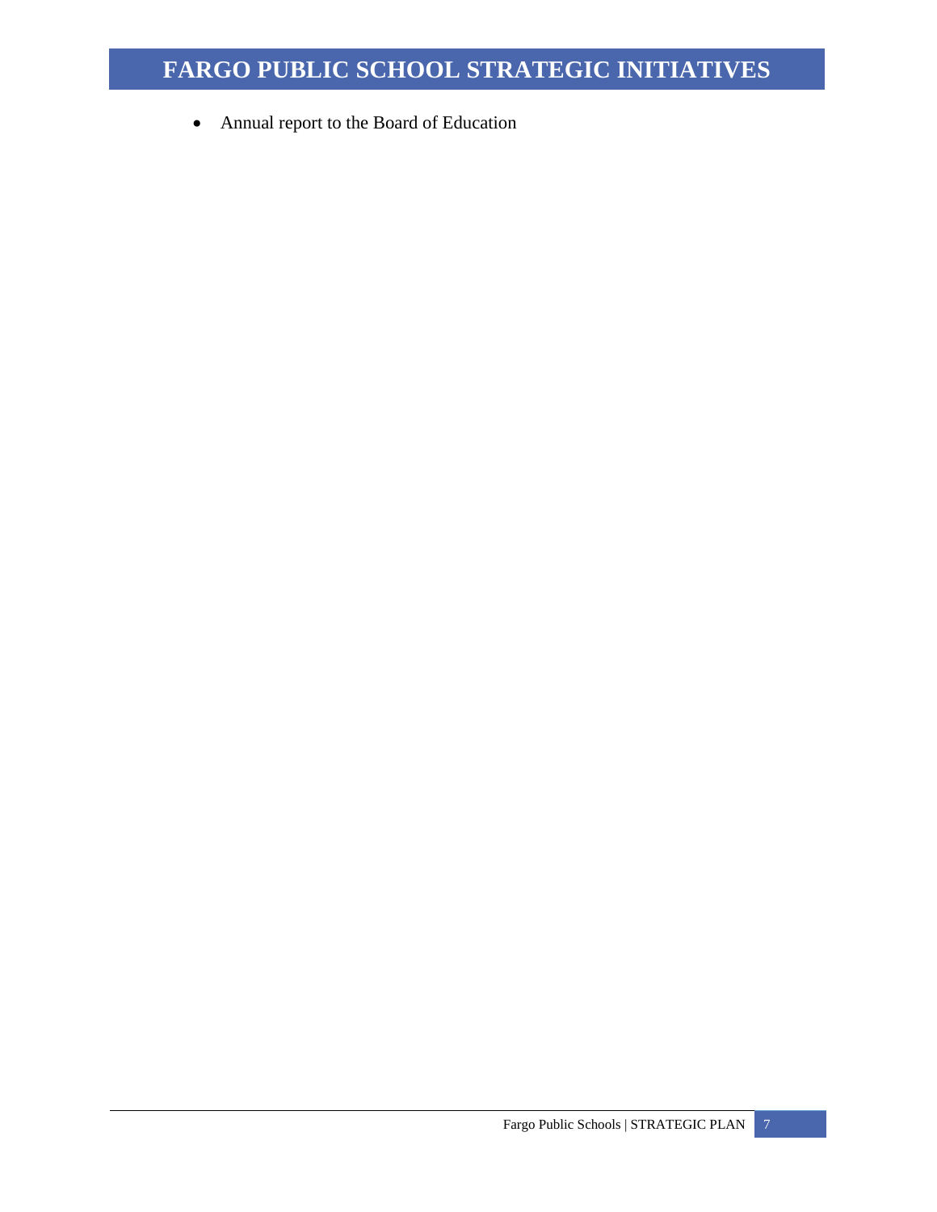# FARGO PUBLIC SCHOOL STRATEGIC INITIATIVES

- Annual report to the Board of Education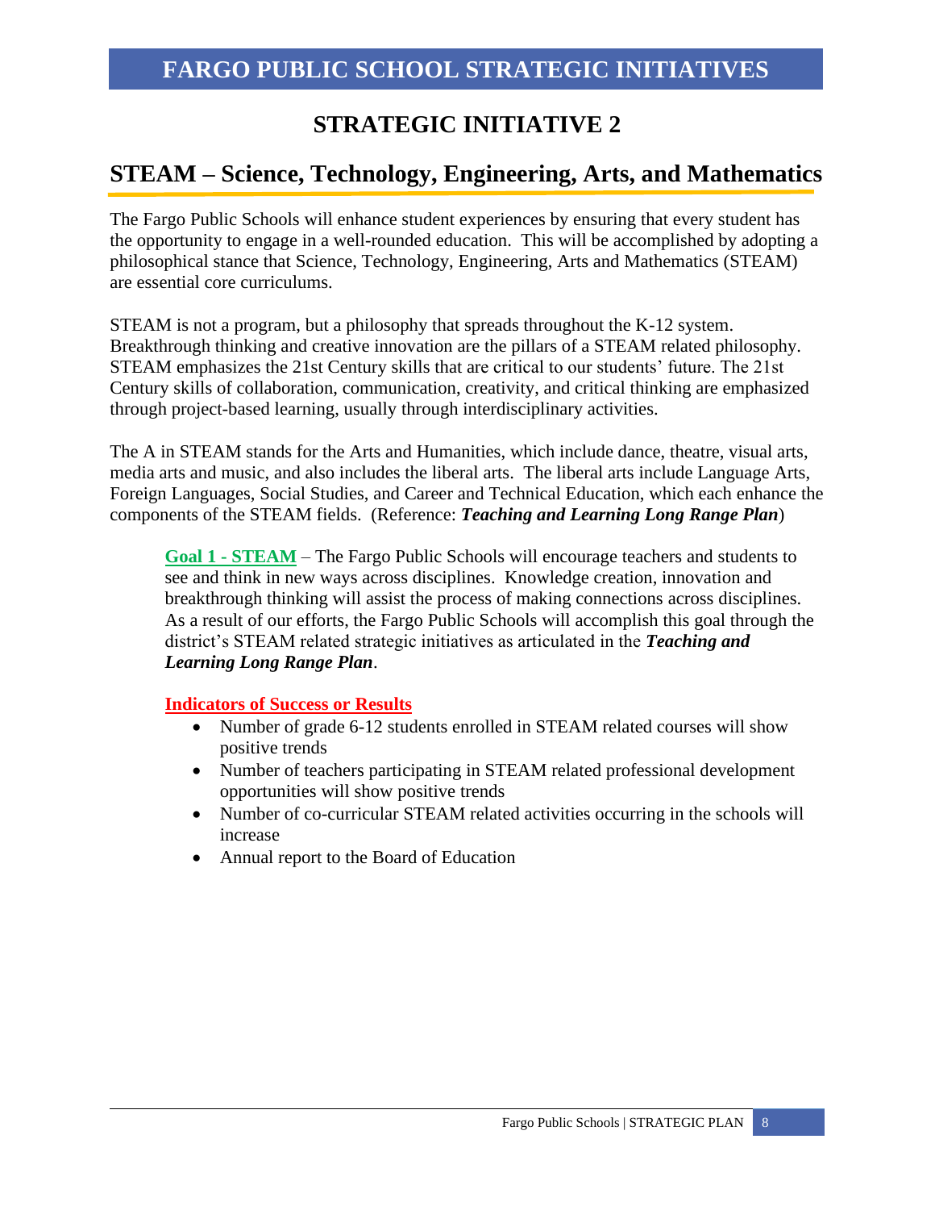# FARGO PUBLIC SCHOOL STRATEGIC INITIATIVES

## STRATEGIC INITIATIVE 2

## STEAM – Science, Technology, Engineering, Arts, and Mathematics

The Fargo Public Schools will enhance student experiences by ensuring that every student has the opportunity to engage in a well-rounded education. This will be accomplished by adopting a philosophical stance that Science, Technology, Engineering, Arts and Mathematics (STEAM) are essential core curriculums.

STEAM is not a program, but a philosophy that spreads throughout the K-12 system. Breakthrough thinking and creative innovation are the pillars of a STEAM related philosophy. STEAM emphasizes the 21st Century skills that are critical to our students' future. The 21st Century skills of collaboration, communication, creativity, and critical thinking are emphasized through project-based learning, usually through interdisciplinary activities.

The A in STEAM stands for the Arts and Humanities, which include dance, theatre, visual arts, media arts and music, and also includes the liberal arts. The liberal arts include Language Arts, Foreign Languages, Social Studies, and Career and Technical Education, which each enhance the components of the STEAM fields. (Reference: ***Teaching and Learning Long Range Plan***)

**Goal 1 - STEAM** – The Fargo Public Schools will encourage teachers and students to see and think in new ways across disciplines. Knowledge creation, innovation and breakthrough thinking will assist the process of making connections across disciplines. As a result of our efforts, the Fargo Public Schools will accomplish this goal through the district's STEAM related strategic initiatives as articulated in the ***Teaching and Learning Long Range Plan***.

**Indicators of Success or Results**

- Number of grade 6-12 students enrolled in STEAM related courses will show positive trends
- Number of teachers participating in STEAM related professional development opportunities will show positive trends
- Number of co-curricular STEAM related activities occurring in the schools will increase
- Annual report to the Board of Education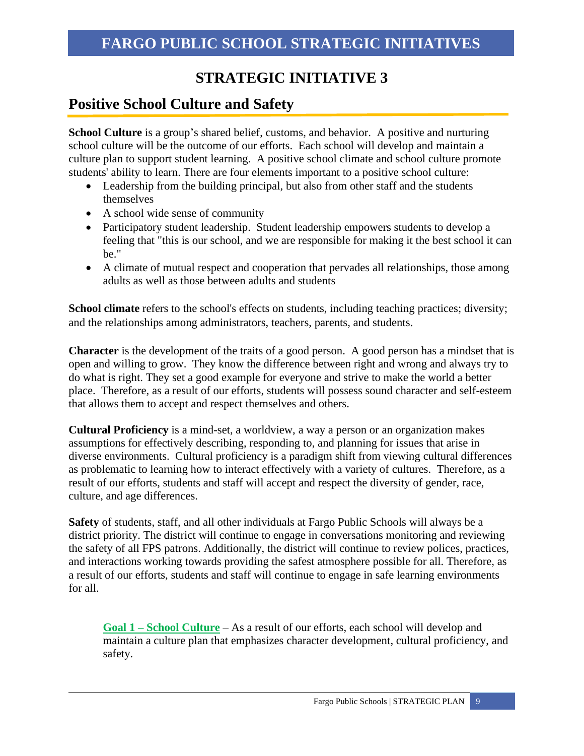# FARGO PUBLIC SCHOOL STRATEGIC INITIATIVES

## STRATEGIC INITIATIVE 3

## Positive School Culture and Safety

**School Culture** is a group's shared belief, customs, and behavior. A positive and nurturing school culture will be the outcome of our efforts. Each school will develop and maintain a culture plan to support student learning. A positive school climate and school culture promote students' ability to learn. There are four elements important to a positive school culture:

- Leadership from the building principal, but also from other staff and the students themselves
- A school wide sense of community
- Participatory student leadership. Student leadership empowers students to develop a feeling that "this is our school, and we are responsible for making it the best school it can be."
- A climate of mutual respect and cooperation that pervades all relationships, those among adults as well as those between adults and students

**School climate** refers to the school's effects on students, including teaching practices; diversity; and the relationships among administrators, teachers, parents, and students.

**Character** is the development of the traits of a good person. A good person has a mindset that is open and willing to grow. They know the difference between right and wrong and always try to do what is right. They set a good example for everyone and strive to make the world a better place. Therefore, as a result of our efforts, students will possess sound character and self-esteem that allows them to accept and respect themselves and others.

**Cultural Proficiency** is a mind-set, a worldview, a way a person or an organization makes assumptions for effectively describing, responding to, and planning for issues that arise in diverse environments. Cultural proficiency is a paradigm shift from viewing cultural differences as problematic to learning how to interact effectively with a variety of cultures. Therefore, as a result of our efforts, students and staff will accept and respect the diversity of gender, race, culture, and age differences.

**Safety** of students, staff, and all other individuals at Fargo Public Schools will always be a district priority. The district will continue to engage in conversations monitoring and reviewing the safety of all FPS patrons. Additionally, the district will continue to review polices, practices, and interactions working towards providing the safest atmosphere possible for all. Therefore, as a result of our efforts, students and staff will continue to engage in safe learning environments for all.

**Goal 1 – School Culture** – As a result of our efforts, each school will develop and maintain a culture plan that emphasizes character development, cultural proficiency, and safety.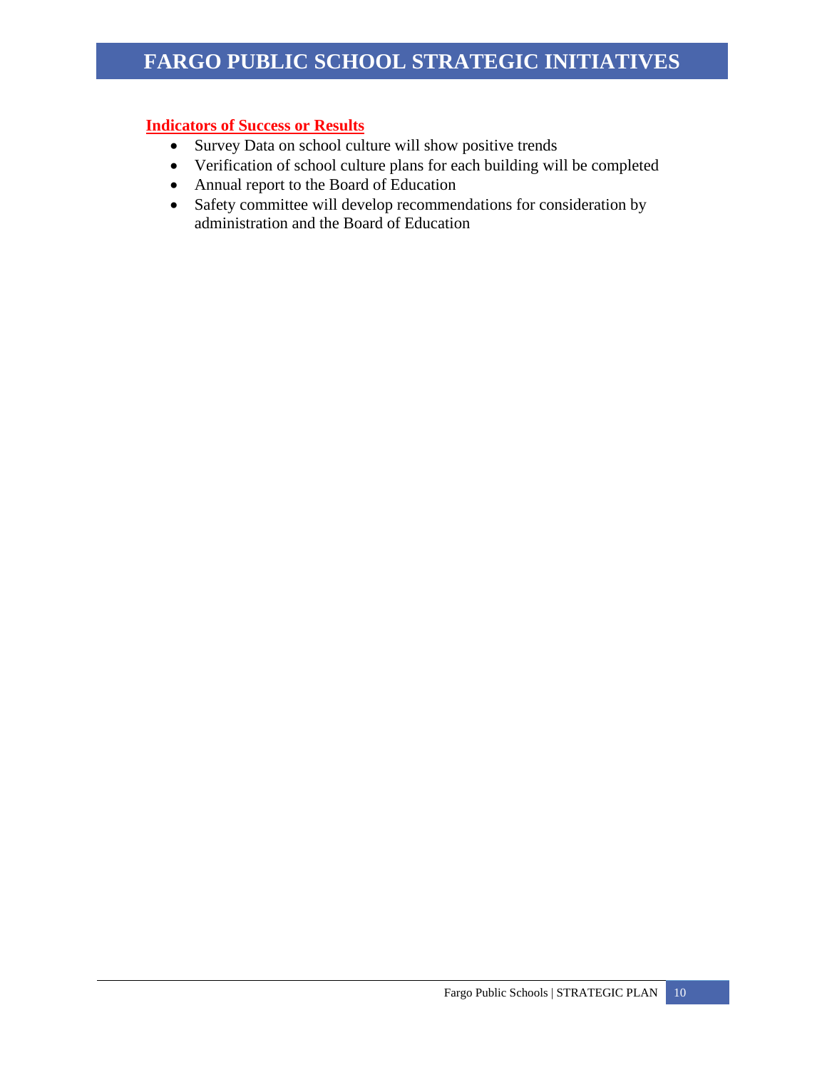## Indicators of Success or Results

- Survey Data on school culture will show positive trends
- Verification of school culture plans for each building will be completed
- Annual report to the Board of Education
- Safety committee will develop recommendations for consideration by administration and the Board of Education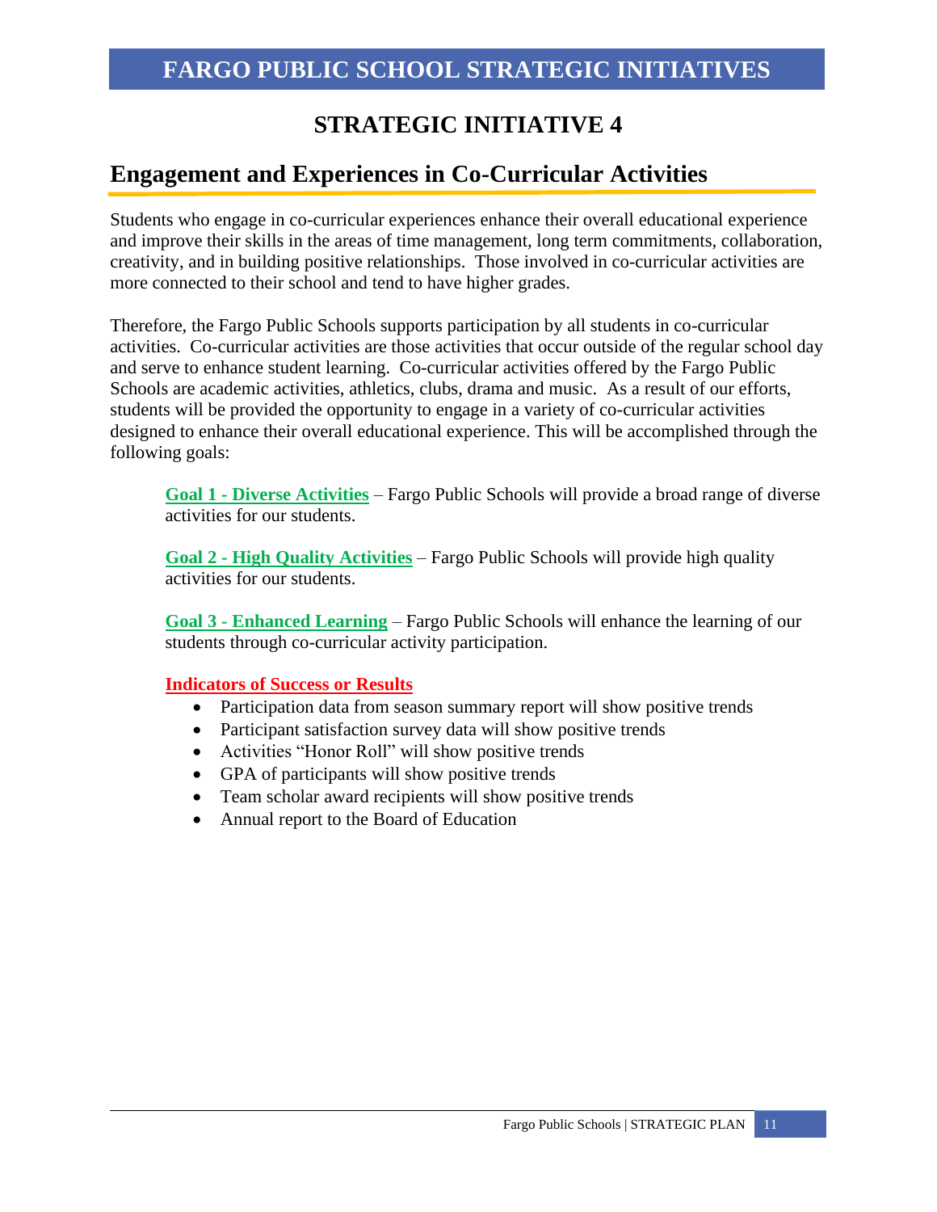# FARGO PUBLIC SCHOOL STRATEGIC INITIATIVES

## STRATEGIC INITIATIVE 4

## Engagement and Experiences in Co-Curricular Activities

Students who engage in co-curricular experiences enhance their overall educational experience and improve their skills in the areas of time management, long term commitments, collaboration, creativity, and in building positive relationships. Those involved in co-curricular activities are more connected to their school and tend to have higher grades.

Therefore, the Fargo Public Schools supports participation by all students in co-curricular activities. Co-curricular activities are those activities that occur outside of the regular school day and serve to enhance student learning. Co-curricular activities offered by the Fargo Public Schools are academic activities, athletics, clubs, drama and music. As a result of our efforts, students will be provided the opportunity to engage in a variety of co-curricular activities designed to enhance their overall educational experience. This will be accomplished through the following goals:

**Goal 1 - Diverse Activities** – Fargo Public Schools will provide a broad range of diverse activities for our students.

**Goal 2 - High Quality Activities** – Fargo Public Schools will provide high quality activities for our students.

**Goal 3 - Enhanced Learning** – Fargo Public Schools will enhance the learning of our students through co-curricular activity participation.

**Indicators of Success or Results**

- Participation data from season summary report will show positive trends
- Participant satisfaction survey data will show positive trends
- Activities "Honor Roll" will show positive trends
- GPA of participants will show positive trends
- Team scholar award recipients will show positive trends
- Annual report to the Board of Education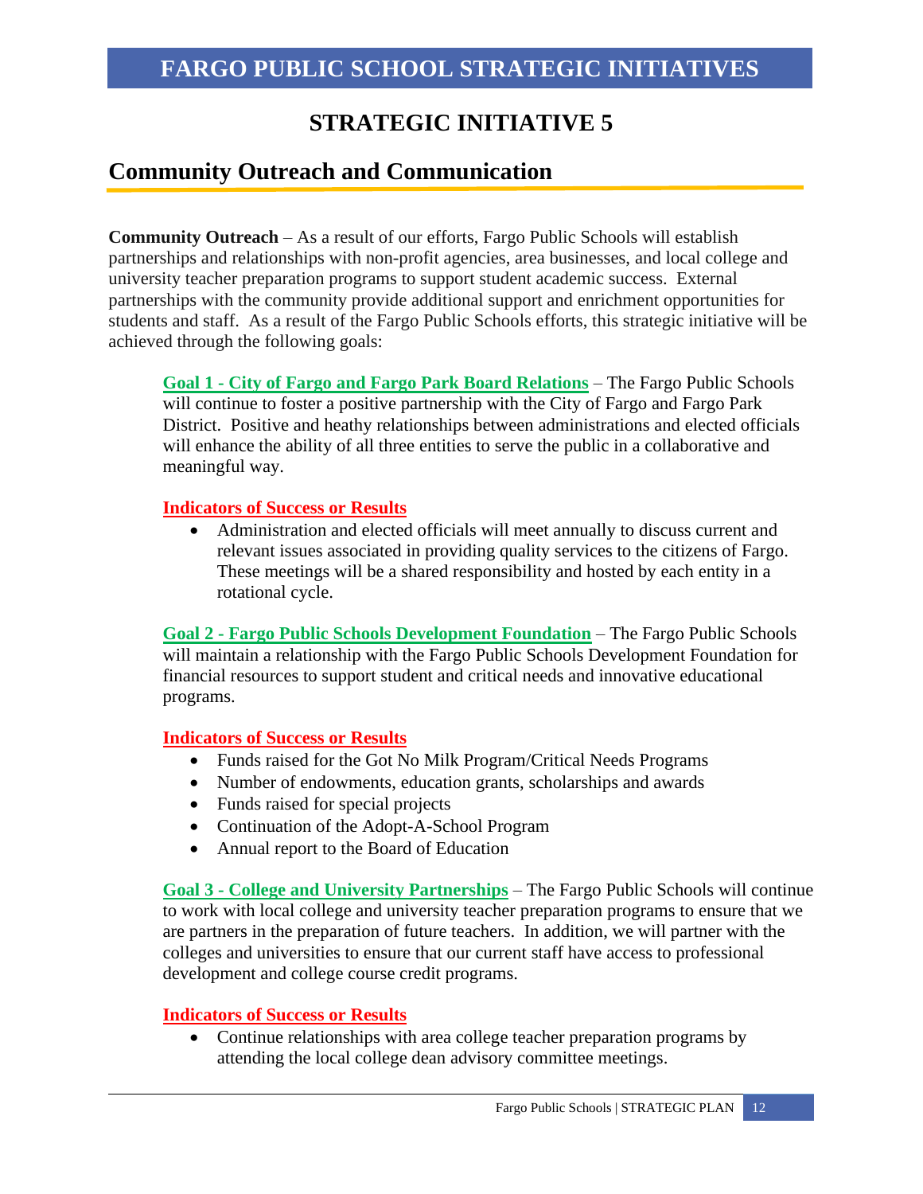# FARGO PUBLIC SCHOOL STRATEGIC INITIATIVES

## STRATEGIC INITIATIVE 5

## Community Outreach and Communication

**Community Outreach** – As a result of our efforts, Fargo Public Schools will establish partnerships and relationships with non-profit agencies, area businesses, and local college and university teacher preparation programs to support student academic success. External partnerships with the community provide additional support and enrichment opportunities for students and staff. As a result of the Fargo Public Schools efforts, this strategic initiative will be achieved through the following goals:

**Goal 1 - City of Fargo and Fargo Park Board Relations** – The Fargo Public Schools will continue to foster a positive partnership with the City of Fargo and Fargo Park District. Positive and heathy relationships between administrations and elected officials will enhance the ability of all three entities to serve the public in a collaborative and meaningful way.

**Indicators of Success or Results**

- Administration and elected officials will meet annually to discuss current and relevant issues associated in providing quality services to the citizens of Fargo. These meetings will be a shared responsibility and hosted by each entity in a rotational cycle.

**Goal 2 - Fargo Public Schools Development Foundation** – The Fargo Public Schools will maintain a relationship with the Fargo Public Schools Development Foundation for financial resources to support student and critical needs and innovative educational programs.

**Indicators of Success or Results**

- Funds raised for the Got No Milk Program/Critical Needs Programs
- Number of endowments, education grants, scholarships and awards
- Funds raised for special projects
- Continuation of the Adopt-A-School Program
- Annual report to the Board of Education

**Goal 3 - College and University Partnerships** – The Fargo Public Schools will continue to work with local college and university teacher preparation programs to ensure that we are partners in the preparation of future teachers. In addition, we will partner with the colleges and universities to ensure that our current staff have access to professional development and college course credit programs.

**Indicators of Success or Results**

- Continue relationships with area college teacher preparation programs by attending the local college dean advisory committee meetings.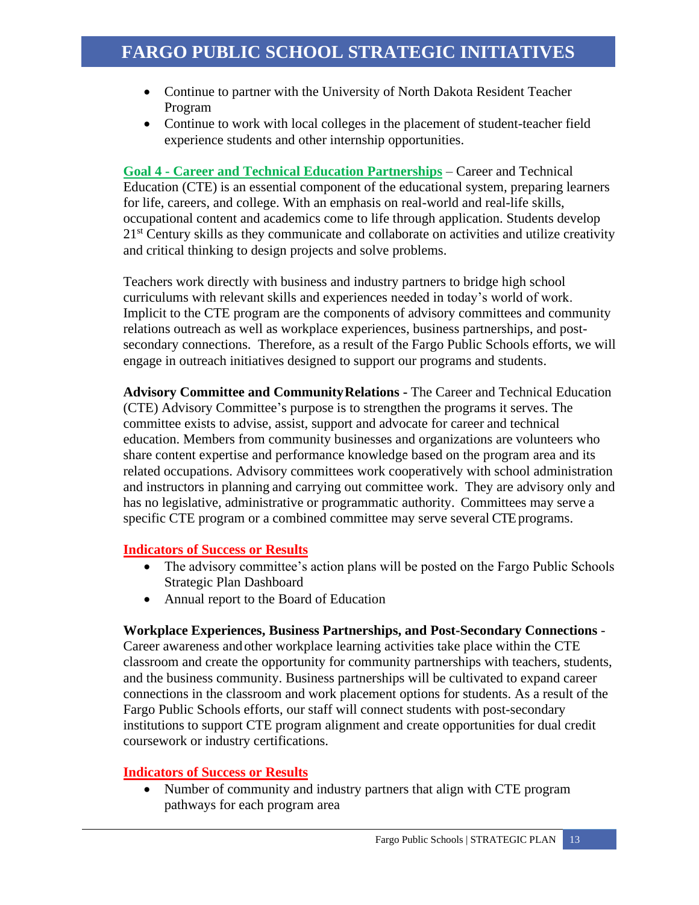- Continue to partner with the University of North Dakota Resident Teacher Program
- Continue to work with local colleges in the placement of student-teacher field experience students and other internship opportunities.

**Goal 4 - Career and Technical Education Partnerships** – Career and Technical Education (CTE) is an essential component of the educational system, preparing learners for life, careers, and college. With an emphasis on real-world and real-life skills, occupational content and academics come to life through application. Students develop 21st Century skills as they communicate and collaborate on activities and utilize creativity and critical thinking to design projects and solve problems.

Teachers work directly with business and industry partners to bridge high school curriculums with relevant skills and experiences needed in today's world of work. Implicit to the CTE program are the components of advisory committees and community relations outreach as well as workplace experiences, business partnerships, and post-secondary connections. Therefore, as a result of the Fargo Public Schools efforts, we will engage in outreach initiatives designed to support our programs and students.

**Advisory Committee and Community Relations** - The Career and Technical Education (CTE) Advisory Committee's purpose is to strengthen the programs it serves. The committee exists to advise, assist, support and advocate for career and technical education. Members from community businesses and organizations are volunteers who share content expertise and performance knowledge based on the program area and its related occupations. Advisory committees work cooperatively with school administration and instructors in planning and carrying out committee work. They are advisory only and has no legislative, administrative or programmatic authority. Committees may serve a specific CTE program or a combined committee may serve several CTE programs.

**Indicators of Success or Results**

- The advisory committee's action plans will be posted on the Fargo Public Schools Strategic Plan Dashboard
- Annual report to the Board of Education

**Workplace Experiences, Business Partnerships, and Post-Secondary Connections** - Career awareness and other workplace learning activities take place within the CTE classroom and create the opportunity for community partnerships with teachers, students, and the business community. Business partnerships will be cultivated to expand career connections in the classroom and work placement options for students. As a result of the Fargo Public Schools efforts, our staff will connect students with post-secondary institutions to support CTE program alignment and create opportunities for dual credit coursework or industry certifications.

**Indicators of Success or Results**

- Number of community and industry partners that align with CTE program pathways for each program area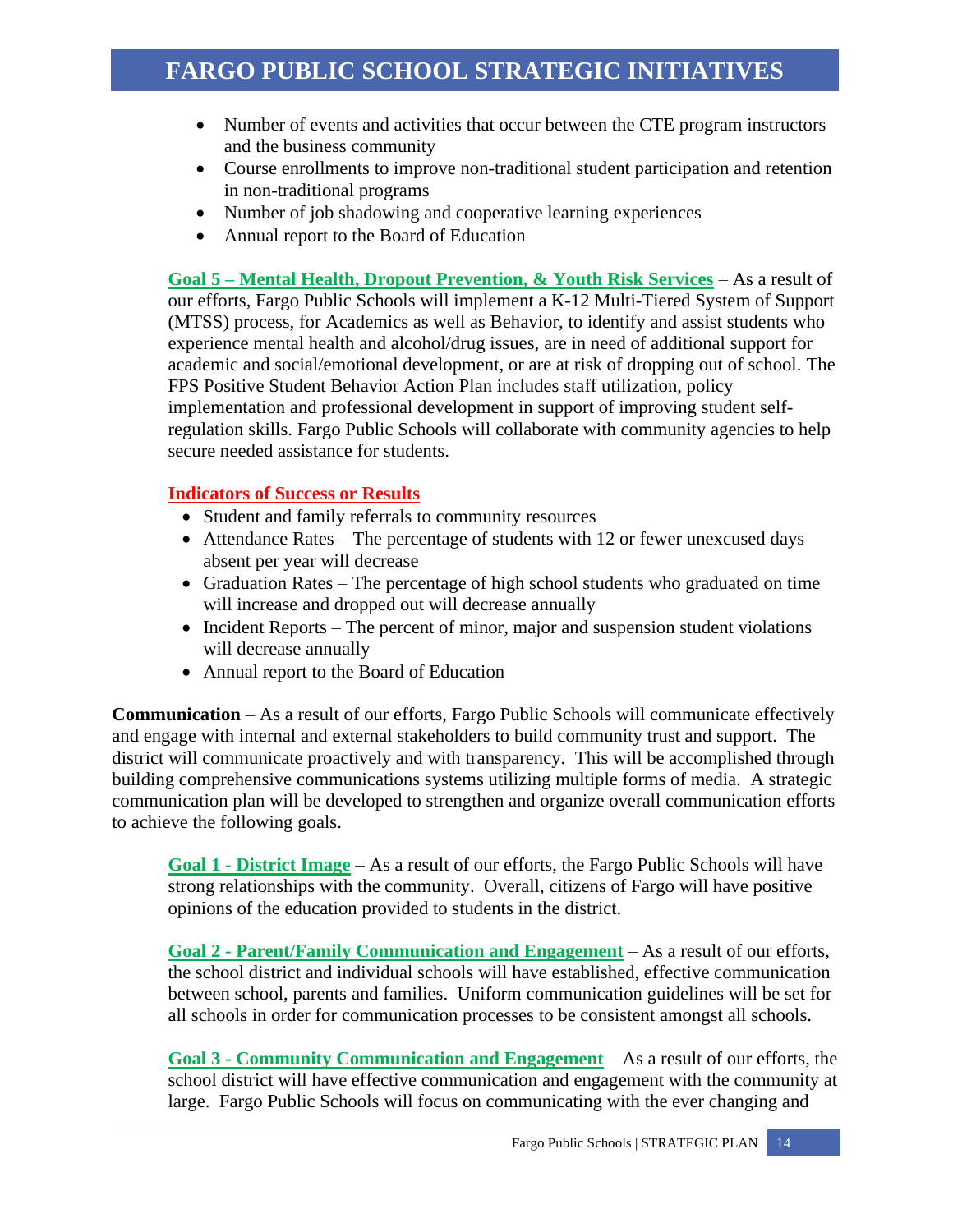- Number of events and activities that occur between the CTE program instructors and the business community
- Course enrollments to improve non-traditional student participation and retention in non-traditional programs
- Number of job shadowing and cooperative learning experiences
- Annual report to the Board of Education

**Goal 5 – Mental Health, Dropout Prevention, & Youth Risk Services** – As a result of our efforts, Fargo Public Schools will implement a K-12 Multi-Tiered System of Support (MTSS) process, for Academics as well as Behavior, to identify and assist students who experience mental health and alcohol/drug issues, are in need of additional support for academic and social/emotional development, or are at risk of dropping out of school. The FPS Positive Student Behavior Action Plan includes staff utilization, policy implementation and professional development in support of improving student self-regulation skills. Fargo Public Schools will collaborate with community agencies to help secure needed assistance for students.

**Indicators of Success or Results**

- Student and family referrals to community resources
- Attendance Rates – The percentage of students with 12 or fewer unexcused days absent per year will decrease
- Graduation Rates – The percentage of high school students who graduated on time will increase and dropped out will decrease annually
- Incident Reports – The percent of minor, major and suspension student violations will decrease annually
- Annual report to the Board of Education

**Communication** – As a result of our efforts, Fargo Public Schools will communicate effectively and engage with internal and external stakeholders to build community trust and support. The district will communicate proactively and with transparency. This will be accomplished through building comprehensive communications systems utilizing multiple forms of media. A strategic communication plan will be developed to strengthen and organize overall communication efforts to achieve the following goals.

**Goal 1 - District Image** – As a result of our efforts, the Fargo Public Schools will have strong relationships with the community. Overall, citizens of Fargo will have positive opinions of the education provided to students in the district.

**Goal 2 - Parent/Family Communication and Engagement** – As a result of our efforts, the school district and individual schools will have established, effective communication between school, parents and families. Uniform communication guidelines will be set for all schools in order for communication processes to be consistent amongst all schools.

**Goal 3 - Community Communication and Engagement** – As a result of our efforts, the school district will have effective communication and engagement with the community at large. Fargo Public Schools will focus on communicating with the ever changing and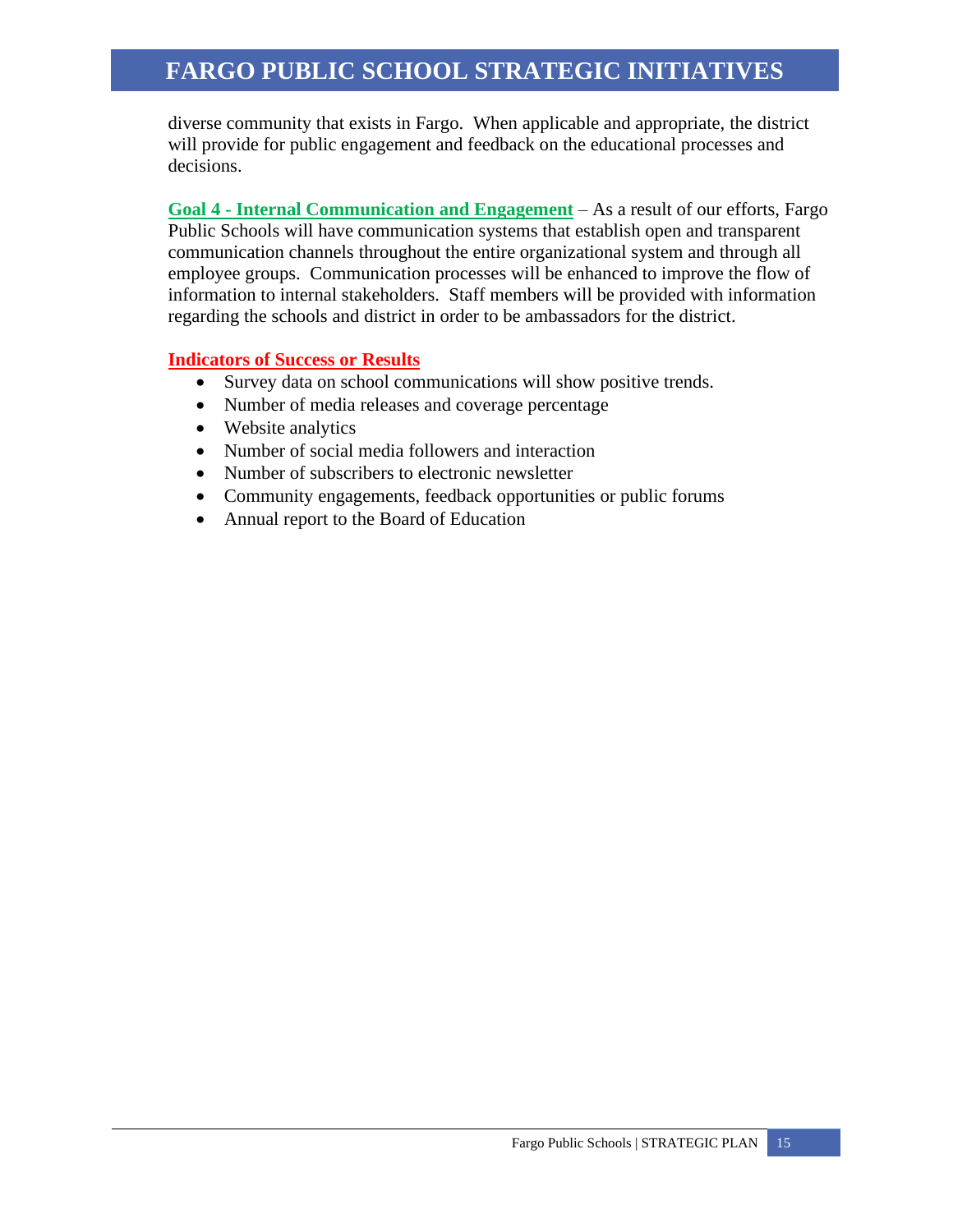diverse community that exists in Fargo. When applicable and appropriate, the district will provide for public engagement and feedback on the educational processes and decisions.

**Goal 4 - Internal Communication and Engagement** – As a result of our efforts, Fargo Public Schools will have communication systems that establish open and transparent communication channels throughout the entire organizational system and through all employee groups. Communication processes will be enhanced to improve the flow of information to internal stakeholders. Staff members will be provided with information regarding the schools and district in order to be ambassadors for the district.

**Indicators of Success or Results**

- Survey data on school communications will show positive trends.
- Number of media releases and coverage percentage
- Website analytics
- Number of social media followers and interaction
- Number of subscribers to electronic newsletter
- Community engagements, feedback opportunities or public forums
- Annual report to the Board of Education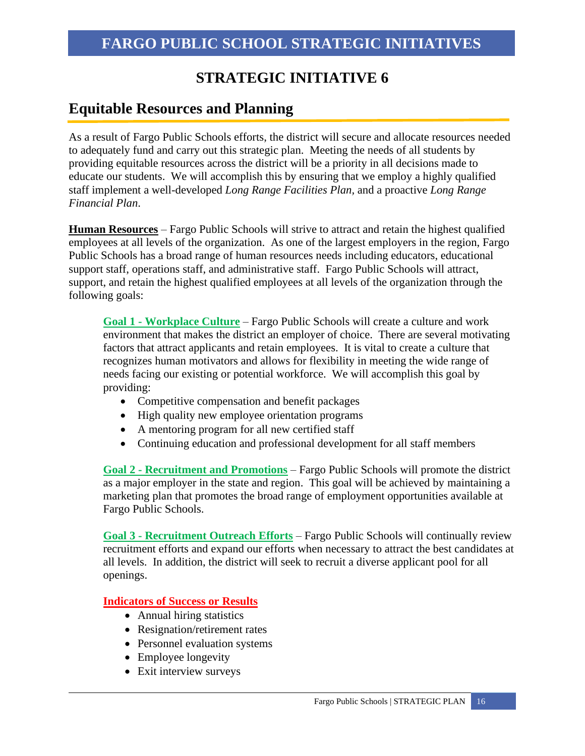# FARGO PUBLIC SCHOOL STRATEGIC INITIATIVES

## STRATEGIC INITIATIVE 6

## Equitable Resources and Planning

As a result of Fargo Public Schools efforts, the district will secure and allocate resources needed to adequately fund and carry out this strategic plan. Meeting the needs of all students by providing equitable resources across the district will be a priority in all decisions made to educate our students. We will accomplish this by ensuring that we employ a highly qualified staff implement a well-developed *Long Range Facilities Plan*, and a proactive *Long Range Financial Plan*.

**Human Resources** – Fargo Public Schools will strive to attract and retain the highest qualified employees at all levels of the organization. As one of the largest employers in the region, Fargo Public Schools has a broad range of human resources needs including educators, educational support staff, operations staff, and administrative staff. Fargo Public Schools will attract, support, and retain the highest qualified employees at all levels of the organization through the following goals:

**Goal 1 - Workplace Culture** – Fargo Public Schools will create a culture and work environment that makes the district an employer of choice. There are several motivating factors that attract applicants and retain employees. It is vital to create a culture that recognizes human motivators and allows for flexibility in meeting the wide range of needs facing our existing or potential workforce. We will accomplish this goal by providing:

- Competitive compensation and benefit packages
- High quality new employee orientation programs
- A mentoring program for all new certified staff
- Continuing education and professional development for all staff members

**Goal 2 - Recruitment and Promotions** – Fargo Public Schools will promote the district as a major employer in the state and region. This goal will be achieved by maintaining a marketing plan that promotes the broad range of employment opportunities available at Fargo Public Schools.

**Goal 3 - Recruitment Outreach Efforts** – Fargo Public Schools will continually review recruitment efforts and expand our efforts when necessary to attract the best candidates at all levels. In addition, the district will seek to recruit a diverse applicant pool for all openings.

**Indicators of Success or Results**

- Annual hiring statistics
- Resignation/retirement rates
- Personnel evaluation systems
- Employee longevity
- Exit interview surveys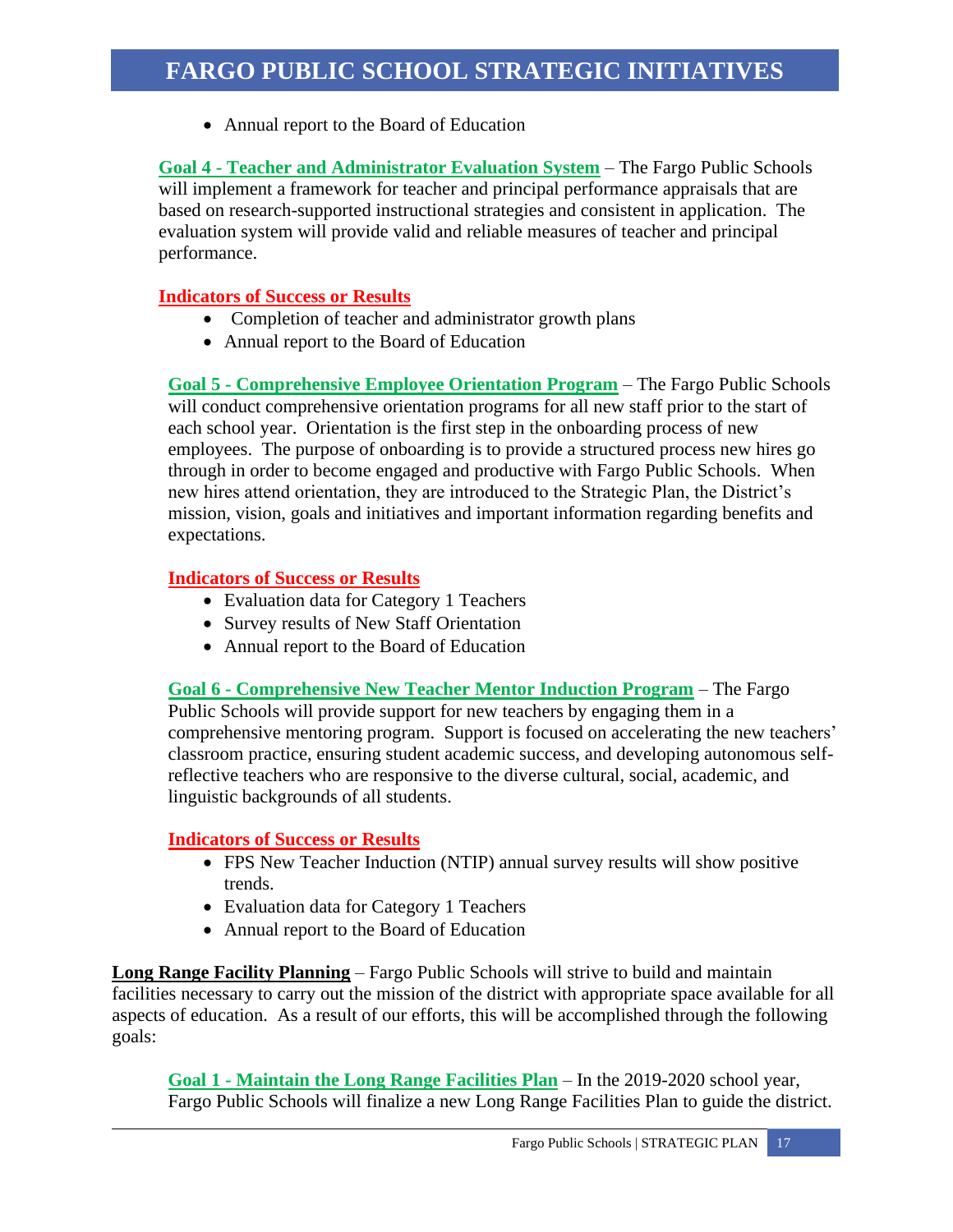- Annual report to the Board of Education

**Goal 4 - Teacher and Administrator Evaluation System** – The Fargo Public Schools will implement a framework for teacher and principal performance appraisals that are based on research-supported instructional strategies and consistent in application. The evaluation system will provide valid and reliable measures of teacher and principal performance.

**Indicators of Success or Results**

- Completion of teacher and administrator growth plans
- Annual report to the Board of Education

**Goal 5 - Comprehensive Employee Orientation Program** – The Fargo Public Schools will conduct comprehensive orientation programs for all new staff prior to the start of each school year. Orientation is the first step in the onboarding process of new employees. The purpose of onboarding is to provide a structured process new hires go through in order to become engaged and productive with Fargo Public Schools. When new hires attend orientation, they are introduced to the Strategic Plan, the District's mission, vision, goals and initiatives and important information regarding benefits and expectations.

**Indicators of Success or Results**

- Evaluation data for Category 1 Teachers
- Survey results of New Staff Orientation
- Annual report to the Board of Education

**Goal 6 - Comprehensive New Teacher Mentor Induction Program** – The Fargo Public Schools will provide support for new teachers by engaging them in a comprehensive mentoring program. Support is focused on accelerating the new teachers' classroom practice, ensuring student academic success, and developing autonomous self-reflective teachers who are responsive to the diverse cultural, social, academic, and linguistic backgrounds of all students.

**Indicators of Success or Results**

- FPS New Teacher Induction (NTIP) annual survey results will show positive trends.
- Evaluation data for Category 1 Teachers
- Annual report to the Board of Education

**Long Range Facility Planning** – Fargo Public Schools will strive to build and maintain facilities necessary to carry out the mission of the district with appropriate space available for all aspects of education. As a result of our efforts, this will be accomplished through the following goals:

**Goal 1 - Maintain the Long Range Facilities Plan** – In the 2019-2020 school year, Fargo Public Schools will finalize a new Long Range Facilities Plan to guide the district.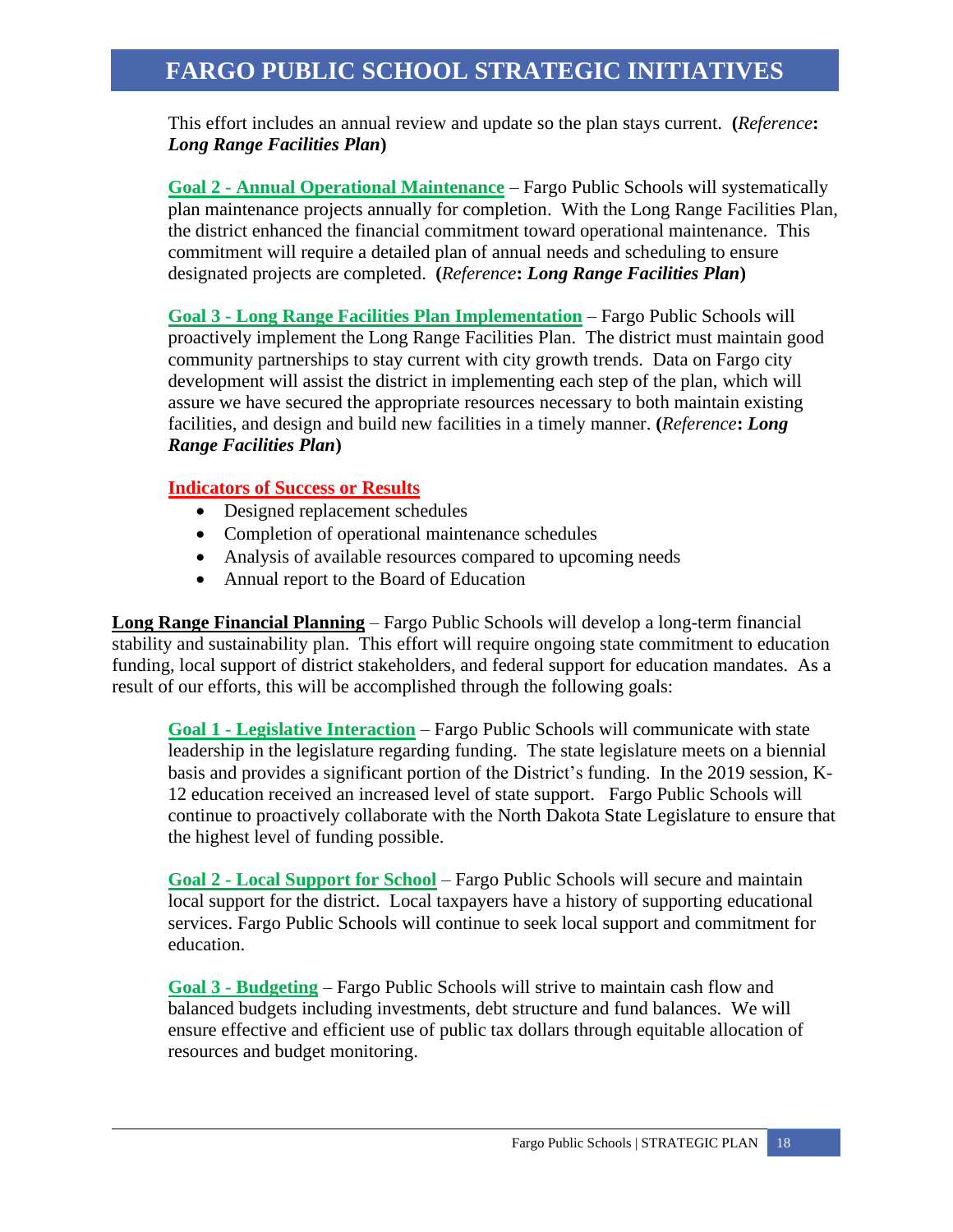This effort includes an annual review and update so the plan stays current. **(*Reference*: *Long Range Facilities Plan*)**

**Goal 2 - Annual Operational Maintenance** – Fargo Public Schools will systematically plan maintenance projects annually for completion. With the Long Range Facilities Plan, the district enhanced the financial commitment toward operational maintenance. This commitment will require a detailed plan of annual needs and scheduling to ensure designated projects are completed. **(*Reference*: *Long Range Facilities Plan*)**

**Goal 3 - Long Range Facilities Plan Implementation** – Fargo Public Schools will proactively implement the Long Range Facilities Plan. The district must maintain good community partnerships to stay current with city growth trends. Data on Fargo city development will assist the district in implementing each step of the plan, which will assure we have secured the appropriate resources necessary to both maintain existing facilities, and design and build new facilities in a timely manner. **(*Reference*: *Long Range Facilities Plan*)**

**Indicators of Success or Results**

- Designed replacement schedules
- Completion of operational maintenance schedules
- Analysis of available resources compared to upcoming needs
- Annual report to the Board of Education

**Long Range Financial Planning** – Fargo Public Schools will develop a long-term financial stability and sustainability plan. This effort will require ongoing state commitment to education funding, local support of district stakeholders, and federal support for education mandates. As a result of our efforts, this will be accomplished through the following goals:

**Goal 1 - Legislative Interaction** – Fargo Public Schools will communicate with state leadership in the legislature regarding funding. The state legislature meets on a biennial basis and provides a significant portion of the District's funding. In the 2019 session, K-12 education received an increased level of state support. Fargo Public Schools will continue to proactively collaborate with the North Dakota State Legislature to ensure that the highest level of funding possible.

**Goal 2 - Local Support for School** – Fargo Public Schools will secure and maintain local support for the district. Local taxpayers have a history of supporting educational services. Fargo Public Schools will continue to seek local support and commitment for education.

**Goal 3 - Budgeting** – Fargo Public Schools will strive to maintain cash flow and balanced budgets including investments, debt structure and fund balances. We will ensure effective and efficient use of public tax dollars through equitable allocation of resources and budget monitoring.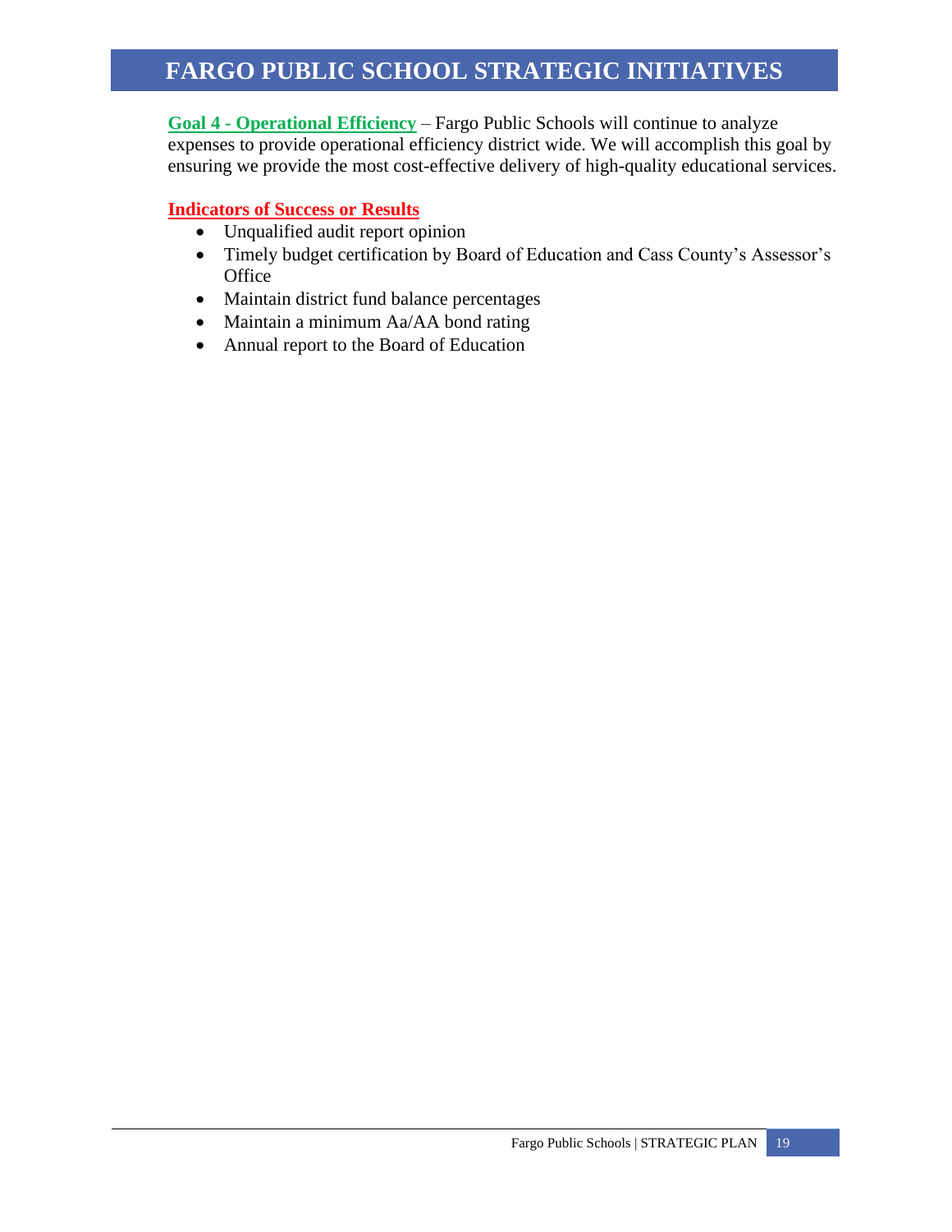# FARGO PUBLIC SCHOOL STRATEGIC INITIATIVES

**Goal 4 - Operational Efficiency** – Fargo Public Schools will continue to analyze expenses to provide operational efficiency district wide. We will accomplish this goal by ensuring we provide the most cost-effective delivery of high-quality educational services.

**Indicators of Success or Results**

- Unqualified audit report opinion
- Timely budget certification by Board of Education and Cass County's Assessor's Office
- Maintain district fund balance percentages
- Maintain a minimum Aa/AA bond rating
- Annual report to the Board of Education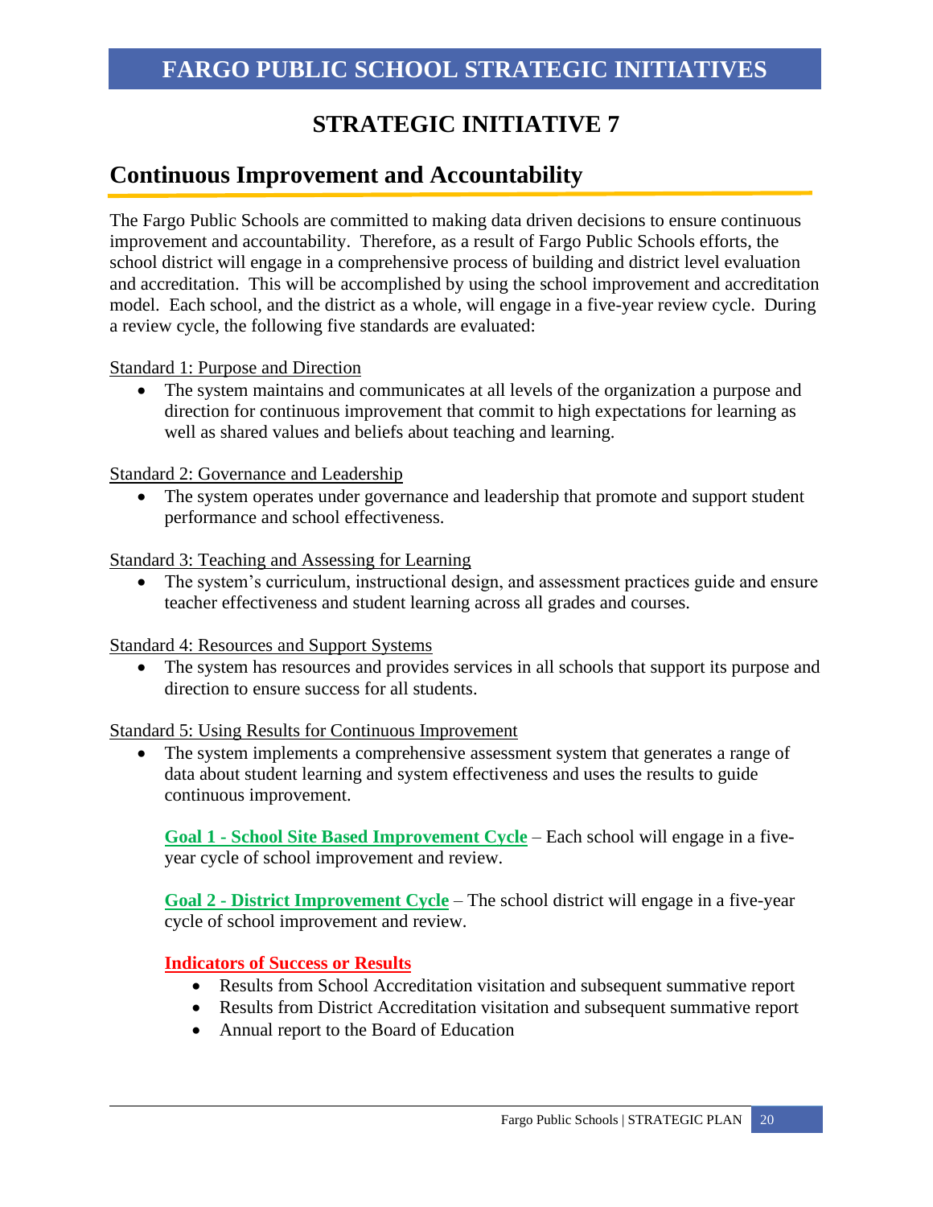# FARGO PUBLIC SCHOOL STRATEGIC INITIATIVES

## STRATEGIC INITIATIVE 7

## Continuous Improvement and Accountability

The Fargo Public Schools are committed to making data driven decisions to ensure continuous improvement and accountability. Therefore, as a result of Fargo Public Schools efforts, the school district will engage in a comprehensive process of building and district level evaluation and accreditation. This will be accomplished by using the school improvement and accreditation model. Each school, and the district as a whole, will engage in a five-year review cycle. During a review cycle, the following five standards are evaluated:

Standard 1: Purpose and Direction

- The system maintains and communicates at all levels of the organization a purpose and direction for continuous improvement that commit to high expectations for learning as well as shared values and beliefs about teaching and learning.

Standard 2: Governance and Leadership

- The system operates under governance and leadership that promote and support student performance and school effectiveness.

Standard 3: Teaching and Assessing for Learning

- The system's curriculum, instructional design, and assessment practices guide and ensure teacher effectiveness and student learning across all grades and courses.

Standard 4: Resources and Support Systems

- The system has resources and provides services in all schools that support its purpose and direction to ensure success for all students.

Standard 5: Using Results for Continuous Improvement

- The system implements a comprehensive assessment system that generates a range of data about student learning and system effectiveness and uses the results to guide continuous improvement.

**Goal 1 - School Site Based Improvement Cycle** – Each school will engage in a five-year cycle of school improvement and review.

**Goal 2 - District Improvement Cycle** – The school district will engage in a five-year cycle of school improvement and review.

**Indicators of Success or Results**

- Results from School Accreditation visitation and subsequent summative report
- Results from District Accreditation visitation and subsequent summative report
- Annual report to the Board of Education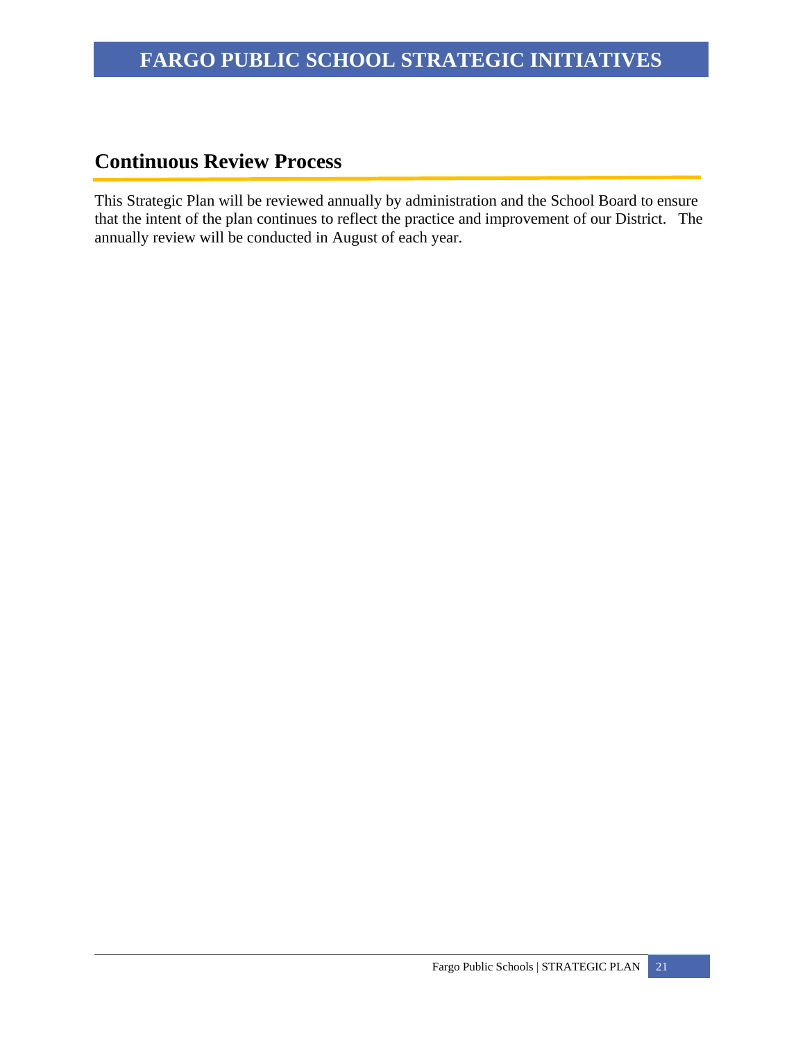# FARGO PUBLIC SCHOOL STRATEGIC INITIATIVES

## Continuous Review Process

This Strategic Plan will be reviewed annually by administration and the School Board to ensure that the intent of the plan continues to reflect the practice and improvement of our District. The annually review will be conducted in August of each year.